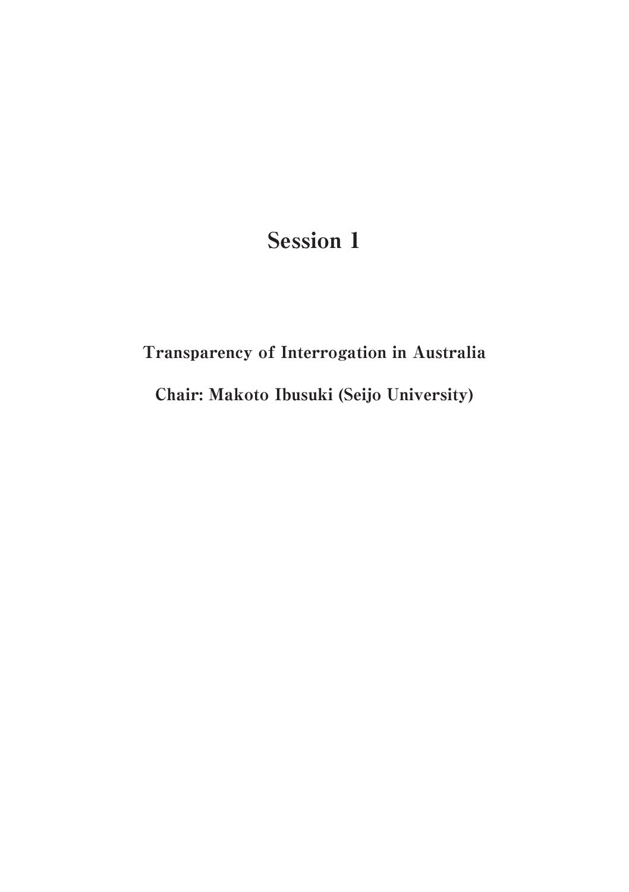# Session 1

**Transparency of Interrogation in Australia**

**Chair: Makoto Ibusuki (Seijo University)**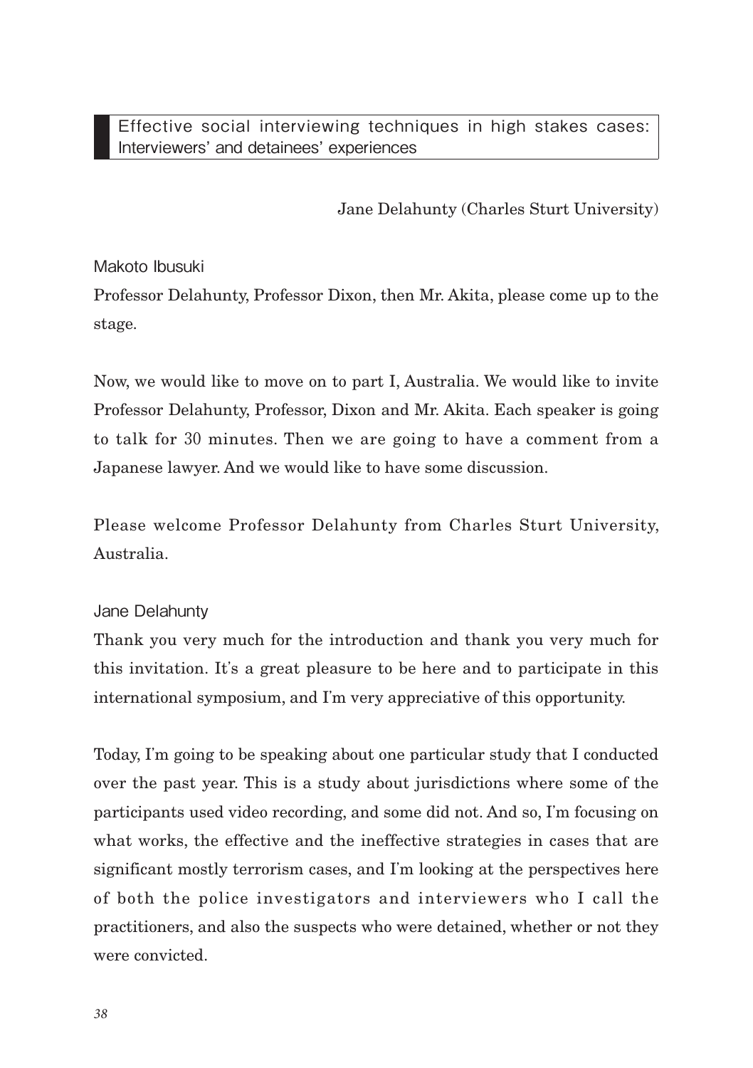## Effective social interviewing techniques in high stakes cases: Interviewers' and detainees' experiences

Jane Delahunty (Charles Sturt University)

Makoto Ibusuki

Professor Delahunty, Professor Dixon, then Mr. Akita, please come up to the stage.

Now, we would like to move on to part I, Australia. We would like to invite Professor Delahunty, Professor, Dixon and Mr. Akita. Each speaker is going to talk for 30 minutes. Then we are going to have a comment from a Japanese lawyer. And we would like to have some discussion.

Please welcome Professor Delahunty from Charles Sturt University, Australia.

Jane Delahunty

Thank you very much for the introduction and thank you very much for this invitation. It's a great pleasure to be here and to participate in this international symposium, and I'm very appreciative of this opportunity.

Today, I'm going to be speaking about one particular study that I conducted over the past year. This is a study about jurisdictions where some of the participants used video recording, and some did not. And so, I'm focusing on what works, the effective and the ineffective strategies in cases that are significant mostly terrorism cases, and I'm looking at the perspectives here of both the police investigators and interviewers who I call the practitioners, and also the suspects who were detained, whether or not they were convicted.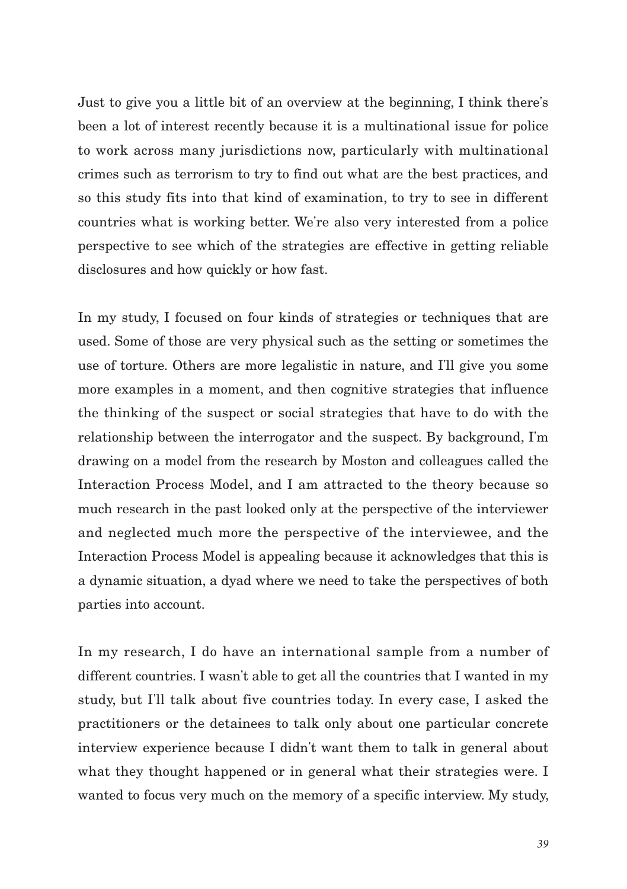Just to give you a little bit of an overview at the beginning, I think there's been a lot of interest recently because it is a multinational issue for police to work across many jurisdictions now, particularly with multinational crimes such as terrorism to try to find out what are the best practices, and so this study fits into that kind of examination, to try to see in different countries what is working better. We're also very interested from a police perspective to see which of the strategies are effective in getting reliable disclosures and how quickly or how fast.

In my study, I focused on four kinds of strategies or techniques that are used. Some of those are very physical such as the setting or sometimes the use of torture. Others are more legalistic in nature, and I'll give you some more examples in a moment, and then cognitive strategies that influence the thinking of the suspect or social strategies that have to do with the relationship between the interrogator and the suspect. By background, I'm drawing on a model from the research by Moston and colleagues called the Interaction Process Model, and I am attracted to the theory because so much research in the past looked only at the perspective of the interviewer and neglected much more the perspective of the interviewee, and the Interaction Process Model is appealing because it acknowledges that this is a dynamic situation, a dyad where we need to take the perspectives of both parties into account.

In my research, I do have an international sample from a number of different countries. I wasn't able to get all the countries that I wanted in my study, but I'll talk about five countries today. In every case, I asked the practitioners or the detainees to talk only about one particular concrete interview experience because I didn't want them to talk in general about what they thought happened or in general what their strategies were. I wanted to focus very much on the memory of a specific interview. My study,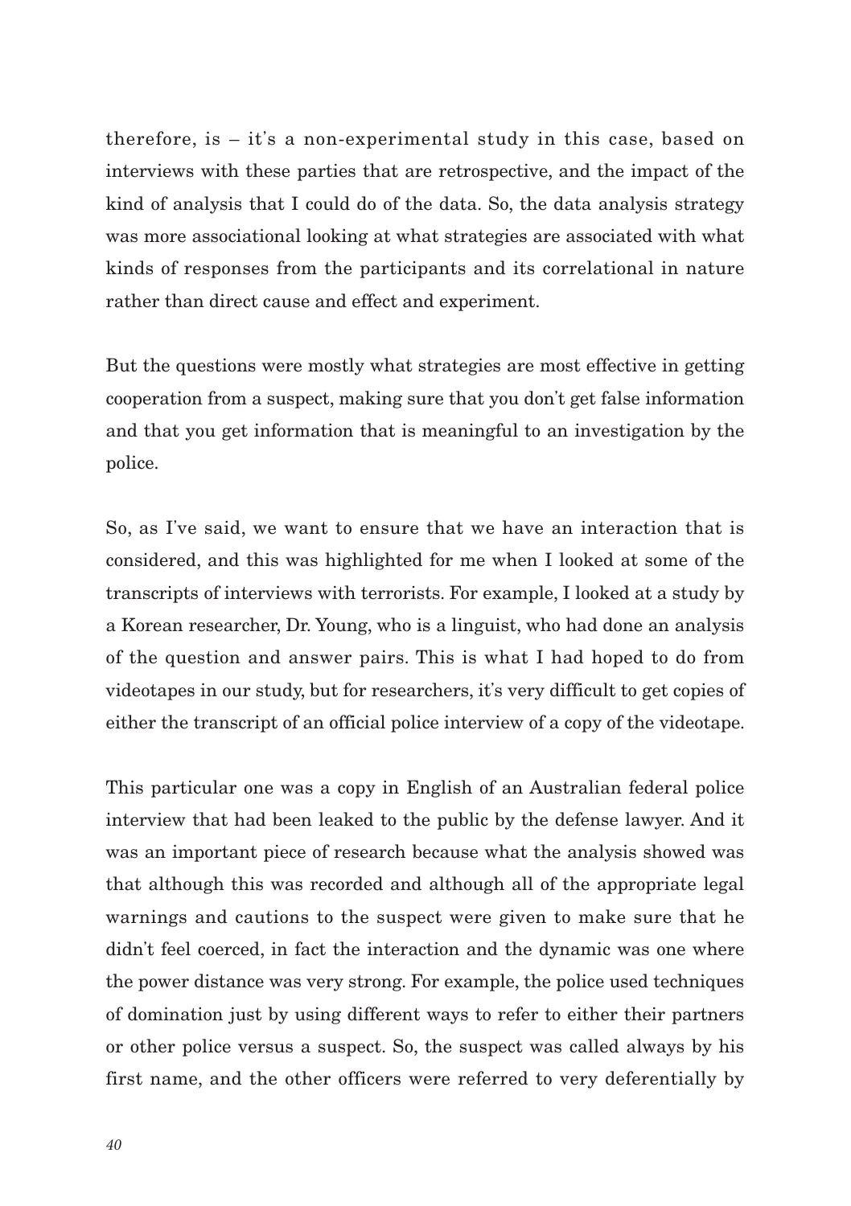therefore, is – it's a non-experimental study in this case, based on interviews with these parties that are retrospective, and the impact of the kind of analysis that I could do of the data. So, the data analysis strategy was more associational looking at what strategies are associated with what kinds of responses from the participants and its correlational in nature rather than direct cause and effect and experiment.

But the questions were mostly what strategies are most effective in getting cooperation from a suspect, making sure that you don't get false information and that you get information that is meaningful to an investigation by the police.

So, as I've said, we want to ensure that we have an interaction that is considered, and this was highlighted for me when I looked at some of the transcripts of interviews with terrorists. For example, I looked at a study by a Korean researcher, Dr. Young, who is a linguist, who had done an analysis of the question and answer pairs. This is what I had hoped to do from videotapes in our study, but for researchers, it's very difficult to get copies of either the transcript of an official police interview of a copy of the videotape.

This particular one was a copy in English of an Australian federal police interview that had been leaked to the public by the defense lawyer. And it was an important piece of research because what the analysis showed was that although this was recorded and although all of the appropriate legal warnings and cautions to the suspect were given to make sure that he didn't feel coerced, in fact the interaction and the dynamic was one where the power distance was very strong. For example, the police used techniques of domination just by using different ways to refer to either their partners or other police versus a suspect. So, the suspect was called always by his first name, and the other officers were referred to very deferentially by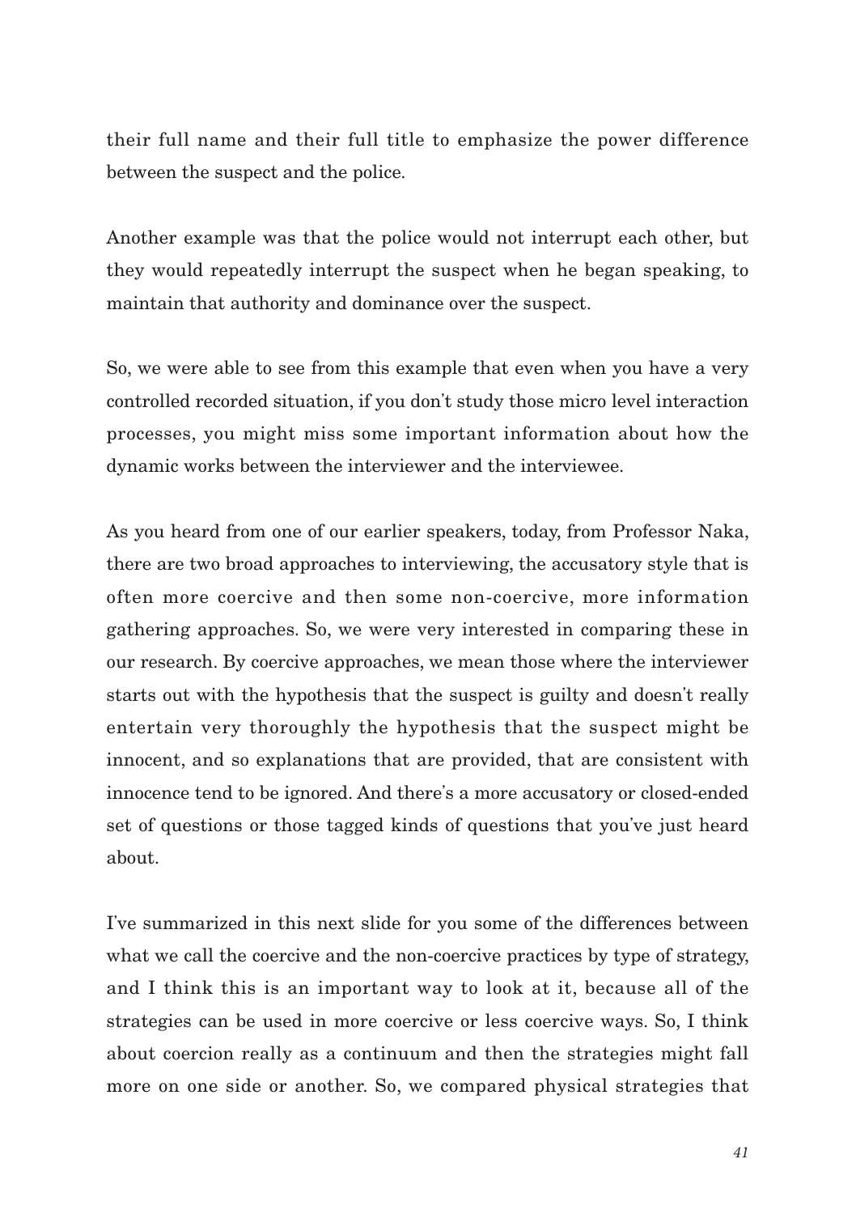their full name and their full title to emphasize the power difference between the suspect and the police.

Another example was that the police would not interrupt each other, but they would repeatedly interrupt the suspect when he began speaking, to maintain that authority and dominance over the suspect.

So, we were able to see from this example that even when you have a very controlled recorded situation, if you don't study those micro level interaction processes, you might miss some important information about how the dynamic works between the interviewer and the interviewee.

As you heard from one of our earlier speakers, today, from Professor Naka, there are two broad approaches to interviewing, the accusatory style that is often more coercive and then some non-coercive, more information gathering approaches. So, we were very interested in comparing these in our research. By coercive approaches, we mean those where the interviewer starts out with the hypothesis that the suspect is guilty and doesn't really entertain very thoroughly the hypothesis that the suspect might be innocent, and so explanations that are provided, that are consistent with innocence tend to be ignored. And there's a more accusatory or closed-ended set of questions or those tagged kinds of questions that you've just heard about.

I've summarized in this next slide for you some of the differences between what we call the coercive and the non-coercive practices by type of strategy, and I think this is an important way to look at it, because all of the strategies can be used in more coercive or less coercive ways. So, I think about coercion really as a continuum and then the strategies might fall more on one side or another. So, we compared physical strategies that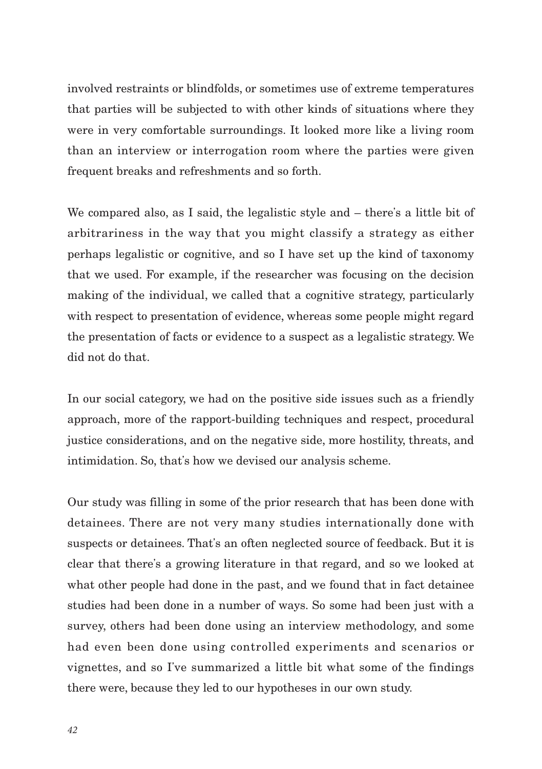involved restraints or blindfolds, or sometimes use of extreme temperatures that parties will be subjected to with other kinds of situations where they were in very comfortable surroundings. It looked more like a living room than an interview or interrogation room where the parties were given frequent breaks and refreshments and so forth.

We compared also, as I said, the legalistic style and – there's a little bit of arbitrariness in the way that you might classify a strategy as either perhaps legalistic or cognitive, and so I have set up the kind of taxonomy that we used. For example, if the researcher was focusing on the decision making of the individual, we called that a cognitive strategy, particularly with respect to presentation of evidence, whereas some people might regard the presentation of facts or evidence to a suspect as a legalistic strategy. We did not do that.

In our social category, we had on the positive side issues such as a friendly approach, more of the rapport-building techniques and respect, procedural justice considerations, and on the negative side, more hostility, threats, and intimidation. So, that's how we devised our analysis scheme.

Our study was filling in some of the prior research that has been done with detainees. There are not very many studies internationally done with suspects or detainees. That's an often neglected source of feedback. But it is clear that there's a growing literature in that regard, and so we looked at what other people had done in the past, and we found that in fact detainee studies had been done in a number of ways. So some had been just with a survey, others had been done using an interview methodology, and some had even been done using controlled experiments and scenarios or vignettes, and so I've summarized a little bit what some of the findings there were, because they led to our hypotheses in our own study.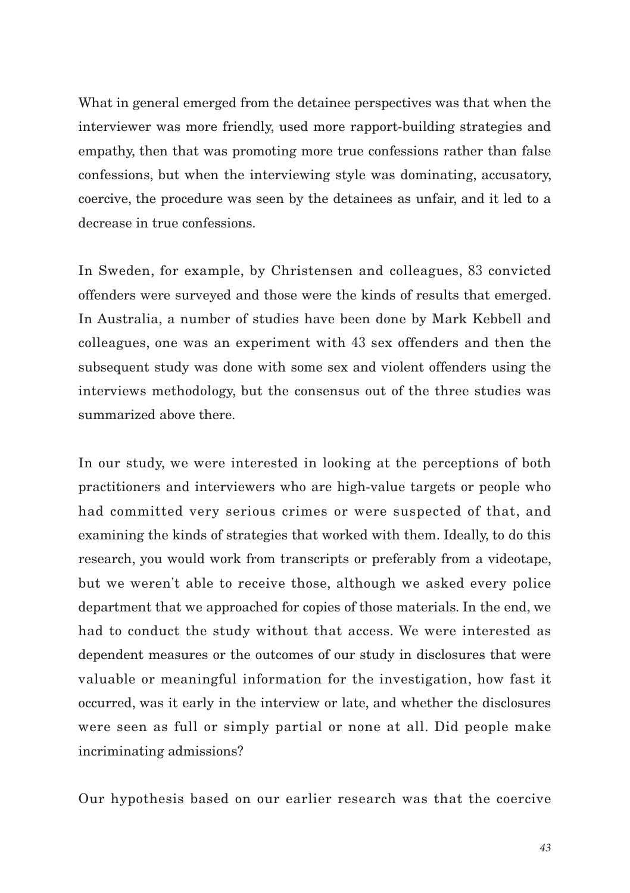What in general emerged from the detainee perspectives was that when the interviewer was more friendly, used more rapport-building strategies and empathy, then that was promoting more true confessions rather than false confessions, but when the interviewing style was dominating, accusatory, coercive, the procedure was seen by the detainees as unfair, and it led to a decrease in true confessions.

In Sweden, for example, by Christensen and colleagues, 83 convicted offenders were surveyed and those were the kinds of results that emerged. In Australia, a number of studies have been done by Mark Kebbell and colleagues, one was an experiment with 43 sex offenders and then the subsequent study was done with some sex and violent offenders using the interviews methodology, but the consensus out of the three studies was summarized above there.

In our study, we were interested in looking at the perceptions of both practitioners and interviewers who are high-value targets or people who had committed very serious crimes or were suspected of that, and examining the kinds of strategies that worked with them. Ideally, to do this research, you would work from transcripts or preferably from a videotape, but we weren't able to receive those, although we asked every police department that we approached for copies of those materials. In the end, we had to conduct the study without that access. We were interested as dependent measures or the outcomes of our study in disclosures that were valuable or meaningful information for the investigation, how fast it occurred, was it early in the interview or late, and whether the disclosures were seen as full or simply partial or none at all. Did people make incriminating admissions?

Our hypothesis based on our earlier research was that the coercive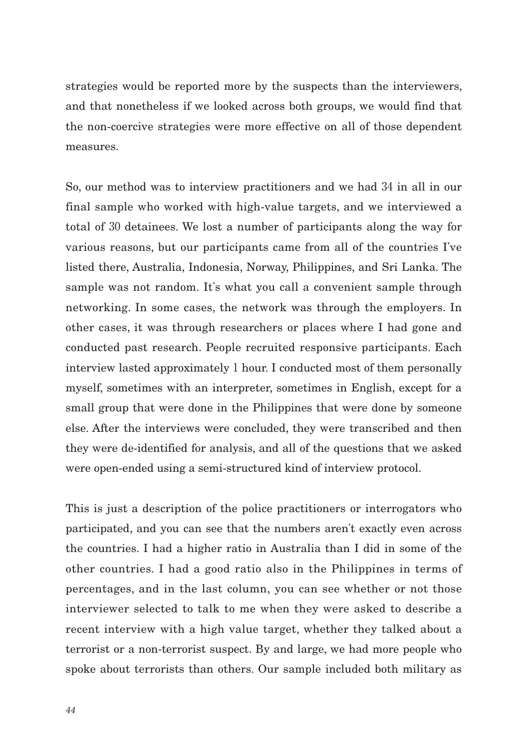strategies would be reported more by the suspects than the interviewers, and that nonetheless if we looked across both groups, we would find that the non-coercive strategies were more effective on all of those dependent measures.

So, our method was to interview practitioners and we had 34 in all in our final sample who worked with high-value targets, and we interviewed a total of 30 detainees. We lost a number of participants along the way for various reasons, but our participants came from all of the countries I've listed there, Australia, Indonesia, Norway, Philippines, and Sri Lanka. The sample was not random. It's what you call a convenient sample through networking. In some cases, the network was through the employers. In other cases, it was through researchers or places where I had gone and conducted past research. People recruited responsive participants. Each interview lasted approximately 1 hour. I conducted most of them personally myself, sometimes with an interpreter, sometimes in English, except for a small group that were done in the Philippines that were done by someone else. After the interviews were concluded, they were transcribed and then they were de-identified for analysis, and all of the questions that we asked were open-ended using a semi-structured kind of interview protocol.

This is just a description of the police practitioners or interrogators who participated, and you can see that the numbers aren't exactly even across the countries. I had a higher ratio in Australia than I did in some of the other countries. I had a good ratio also in the Philippines in terms of percentages, and in the last column, you can see whether or not those interviewer selected to talk to me when they were asked to describe a recent interview with a high value target, whether they talked about a terrorist or a non-terrorist suspect. By and large, we had more people who spoke about terrorists than others. Our sample included both military as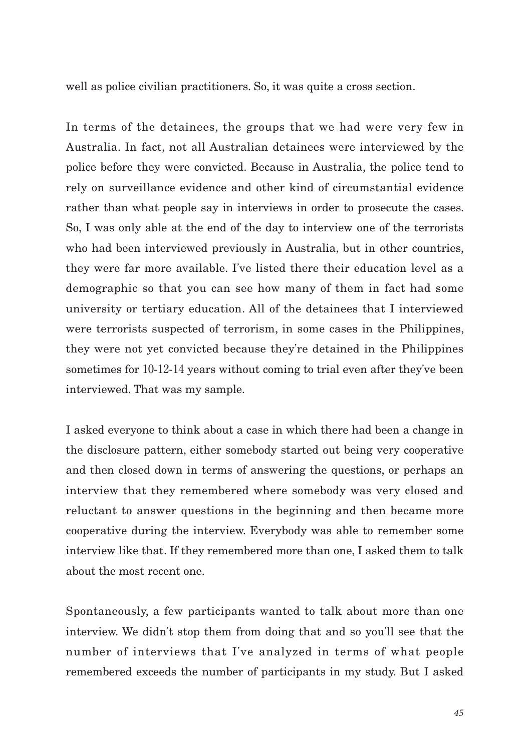well as police civilian practitioners. So, it was quite a cross section.

In terms of the detainees, the groups that we had were very few in Australia. In fact, not all Australian detainees were interviewed by the police before they were convicted. Because in Australia, the police tend to rely on surveillance evidence and other kind of circumstantial evidence rather than what people say in interviews in order to prosecute the cases. So, I was only able at the end of the day to interview one of the terrorists who had been interviewed previously in Australia, but in other countries, they were far more available. I've listed there their education level as a demographic so that you can see how many of them in fact had some university or tertiary education. All of the detainees that I interviewed were terrorists suspected of terrorism, in some cases in the Philippines, they were not yet convicted because they're detained in the Philippines sometimes for 10-12-14 years without coming to trial even after they've been interviewed. That was my sample.

I asked everyone to think about a case in which there had been a change in the disclosure pattern, either somebody started out being very cooperative and then closed down in terms of answering the questions, or perhaps an interview that they remembered where somebody was very closed and reluctant to answer questions in the beginning and then became more cooperative during the interview. Everybody was able to remember some interview like that. If they remembered more than one, I asked them to talk about the most recent one.

Spontaneously, a few participants wanted to talk about more than one interview. We didn't stop them from doing that and so you'll see that the number of interviews that I've analyzed in terms of what people remembered exceeds the number of participants in my study. But I asked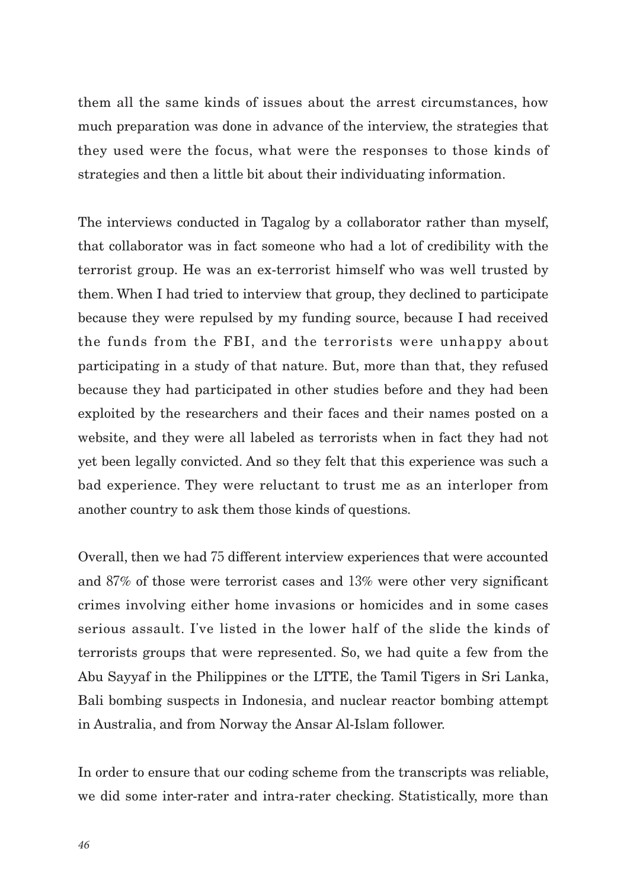them all the same kinds of issues about the arrest circumstances, how much preparation was done in advance of the interview, the strategies that they used were the focus, what were the responses to those kinds of strategies and then a little bit about their individuating information.

The interviews conducted in Tagalog by a collaborator rather than myself, that collaborator was in fact someone who had a lot of credibility with the terrorist group. He was an ex-terrorist himself who was well trusted by them. When I had tried to interview that group, they declined to participate because they were repulsed by my funding source, because I had received the funds from the FBI, and the terrorists were unhappy about participating in a study of that nature. But, more than that, they refused because they had participated in other studies before and they had been exploited by the researchers and their faces and their names posted on a website, and they were all labeled as terrorists when in fact they had not yet been legally convicted. And so they felt that this experience was such a bad experience. They were reluctant to trust me as an interloper from another country to ask them those kinds of questions.

Overall, then we had 75 different interview experiences that were accounted and 87% of those were terrorist cases and 13% were other very significant crimes involving either home invasions or homicides and in some cases serious assault. I've listed in the lower half of the slide the kinds of terrorists groups that were represented. So, we had quite a few from the Abu Sayyaf in the Philippines or the LTTE, the Tamil Tigers in Sri Lanka, Bali bombing suspects in Indonesia, and nuclear reactor bombing attempt in Australia, and from Norway the Ansar Al-Islam follower.

In order to ensure that our coding scheme from the transcripts was reliable, we did some inter-rater and intra-rater checking. Statistically, more than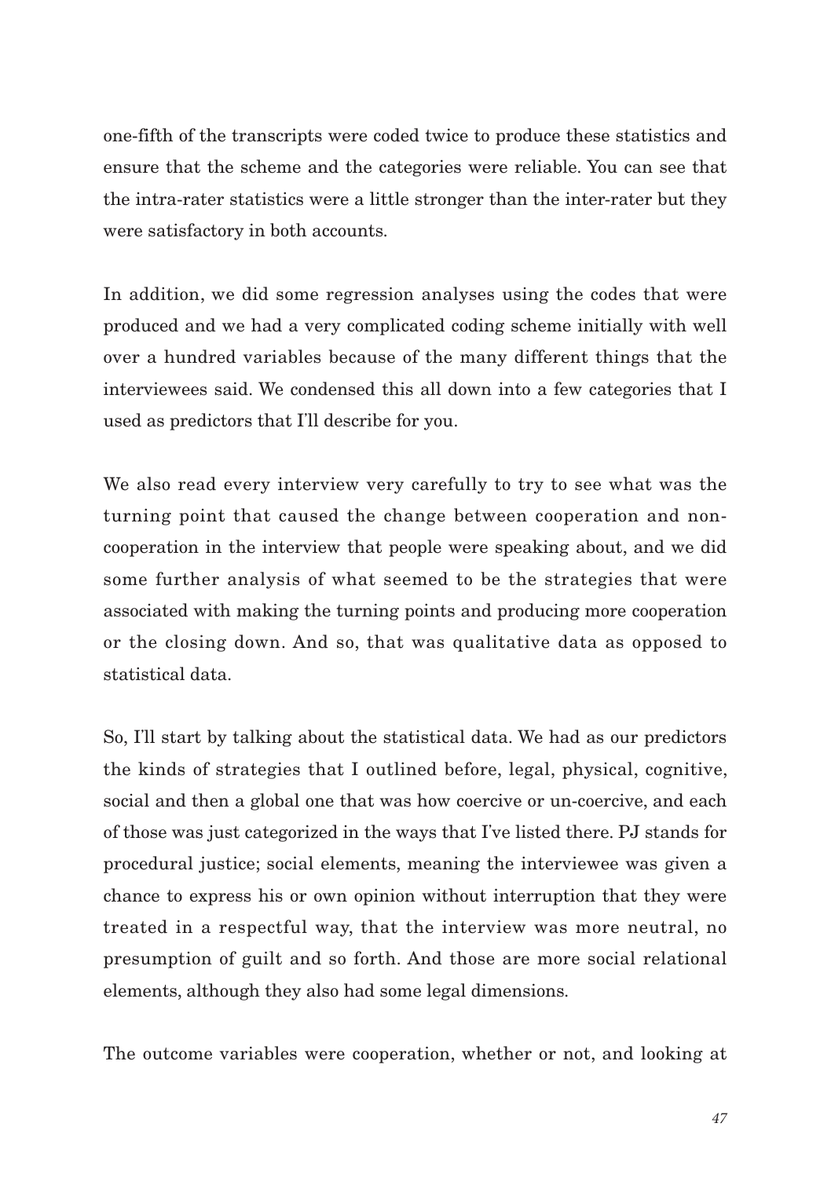one-fifth of the transcripts were coded twice to produce these statistics and ensure that the scheme and the categories were reliable. You can see that the intra-rater statistics were a little stronger than the inter-rater but they were satisfactory in both accounts.

In addition, we did some regression analyses using the codes that were produced and we had a very complicated coding scheme initially with well over a hundred variables because of the many different things that the interviewees said. We condensed this all down into a few categories that I used as predictors that I'll describe for you.

We also read every interview very carefully to try to see what was the turning point that caused the change between cooperation and non-cooperation in the interview that people were speaking about, and we did some further analysis of what seemed to be the strategies that were associated with making the turning points and producing more cooperation or the closing down. And so, that was qualitative data as opposed to statistical data.

So, I'll start by talking about the statistical data. We had as our predictors the kinds of strategies that I outlined before, legal, physical, cognitive, social and then a global one that was how coercive or un-coercive, and each of those was just categorized in the ways that I've listed there. PJ stands for procedural justice; social elements, meaning the interviewee was given a chance to express his or own opinion without interruption that they were treated in a respectful way, that the interview was more neutral, no presumption of guilt and so forth. And those are more social relational elements, although they also had some legal dimensions.

The outcome variables were cooperation, whether or not, and looking at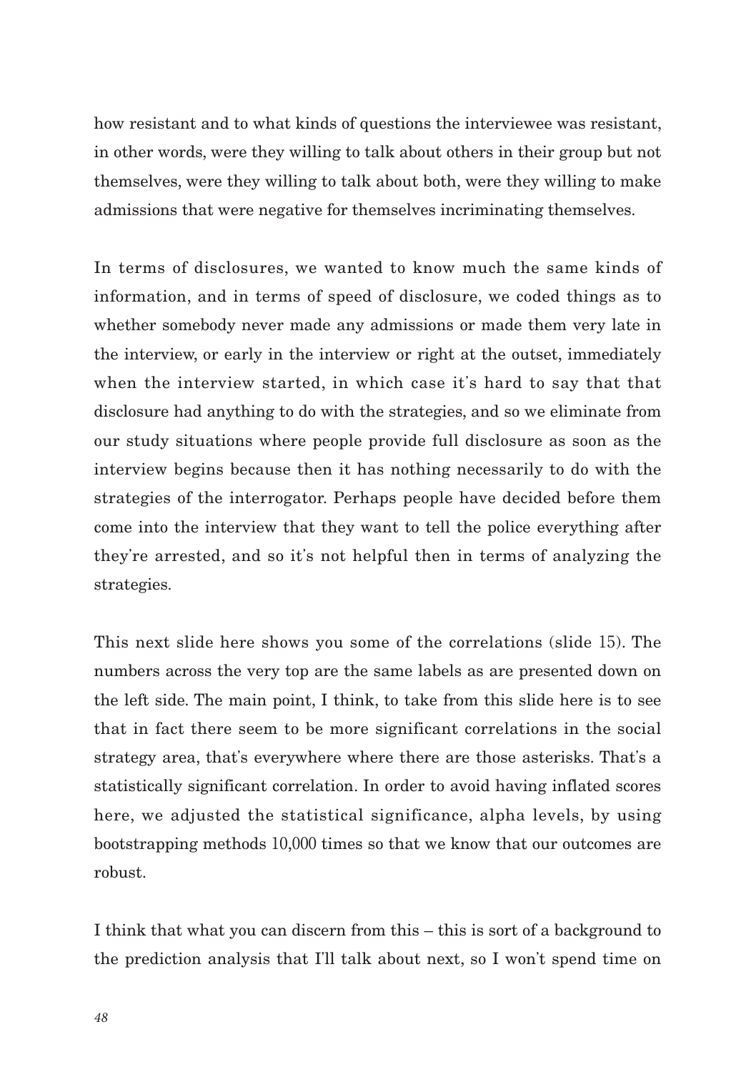how resistant and to what kinds of questions the interviewee was resistant, in other words, were they willing to talk about others in their group but not themselves, were they willing to talk about both, were they willing to make admissions that were negative for themselves incriminating themselves.

In terms of disclosures, we wanted to know much the same kinds of information, and in terms of speed of disclosure, we coded things as to whether somebody never made any admissions or made them very late in the interview, or early in the interview or right at the outset, immediately when the interview started, in which case it's hard to say that that disclosure had anything to do with the strategies, and so we eliminate from our study situations where people provide full disclosure as soon as the interview begins because then it has nothing necessarily to do with the strategies of the interrogator. Perhaps people have decided before them come into the interview that they want to tell the police everything after they're arrested, and so it's not helpful then in terms of analyzing the strategies.

This next slide here shows you some of the correlations (slide 15). The numbers across the very top are the same labels as are presented down on the left side. The main point, I think, to take from this slide here is to see that in fact there seem to be more significant correlations in the social strategy area, that's everywhere where there are those asterisks. That's a statistically significant correlation. In order to avoid having inflated scores here, we adjusted the statistical significance, alpha levels, by using bootstrapping methods 10,000 times so that we know that our outcomes are robust.

I think that what you can discern from this – this is sort of a background to the prediction analysis that I'll talk about next, so I won't spend time on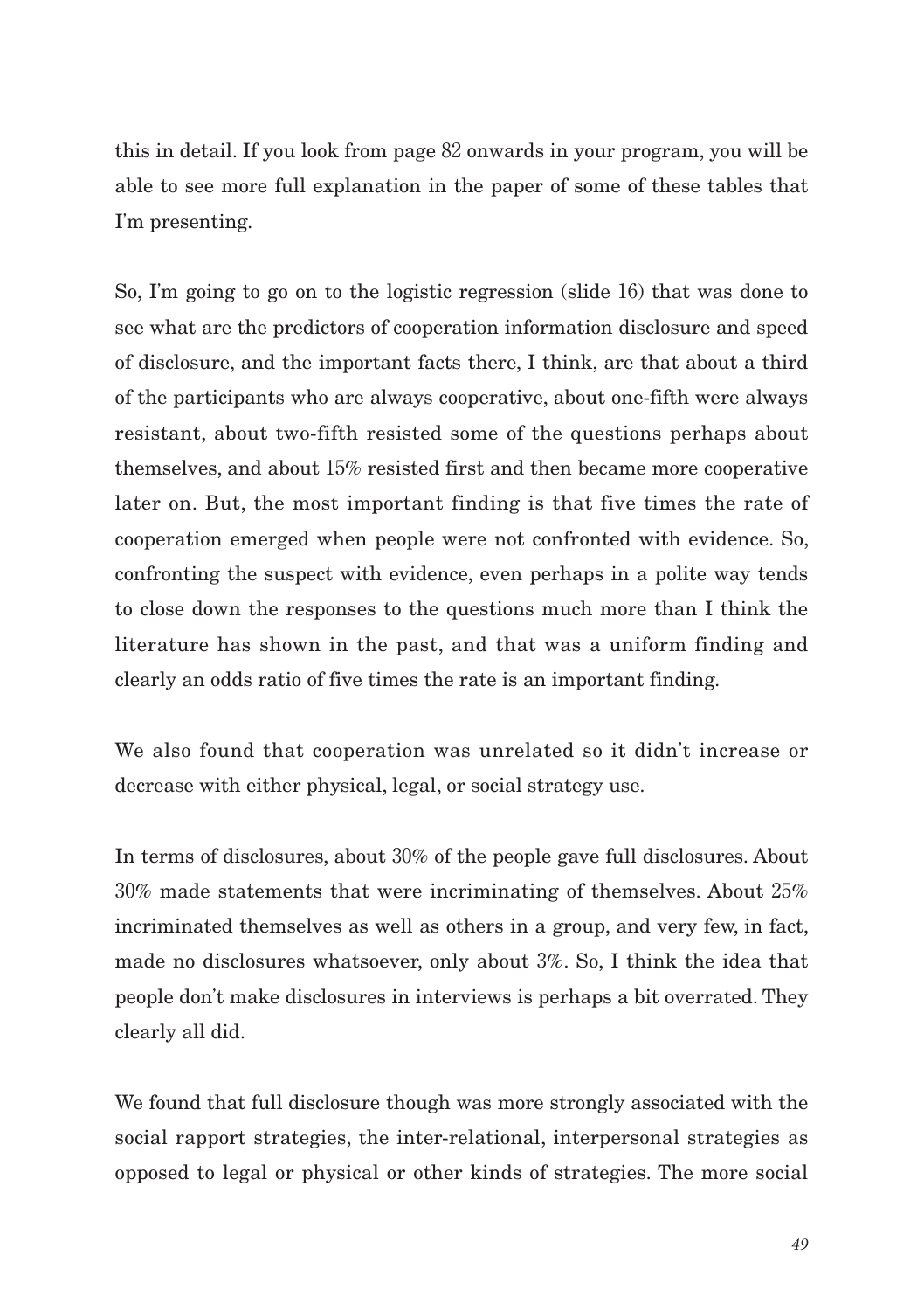this in detail. If you look from page 82 onwards in your program, you will be able to see more full explanation in the paper of some of these tables that I'm presenting.

So, I'm going to go on to the logistic regression (slide 16) that was done to see what are the predictors of cooperation information disclosure and speed of disclosure, and the important facts there, I think, are that about a third of the participants who are always cooperative, about one-fifth were always resistant, about two-fifth resisted some of the questions perhaps about themselves, and about 15% resisted first and then became more cooperative later on. But, the most important finding is that five times the rate of cooperation emerged when people were not confronted with evidence. So, confronting the suspect with evidence, even perhaps in a polite way tends to close down the responses to the questions much more than I think the literature has shown in the past, and that was a uniform finding and clearly an odds ratio of five times the rate is an important finding.

We also found that cooperation was unrelated so it didn't increase or decrease with either physical, legal, or social strategy use.

In terms of disclosures, about 30% of the people gave full disclosures. About 30% made statements that were incriminating of themselves. About 25% incriminated themselves as well as others in a group, and very few, in fact, made no disclosures whatsoever, only about 3%. So, I think the idea that people don't make disclosures in interviews is perhaps a bit overrated. They clearly all did.

We found that full disclosure though was more strongly associated with the social rapport strategies, the inter-relational, interpersonal strategies as opposed to legal or physical or other kinds of strategies. The more social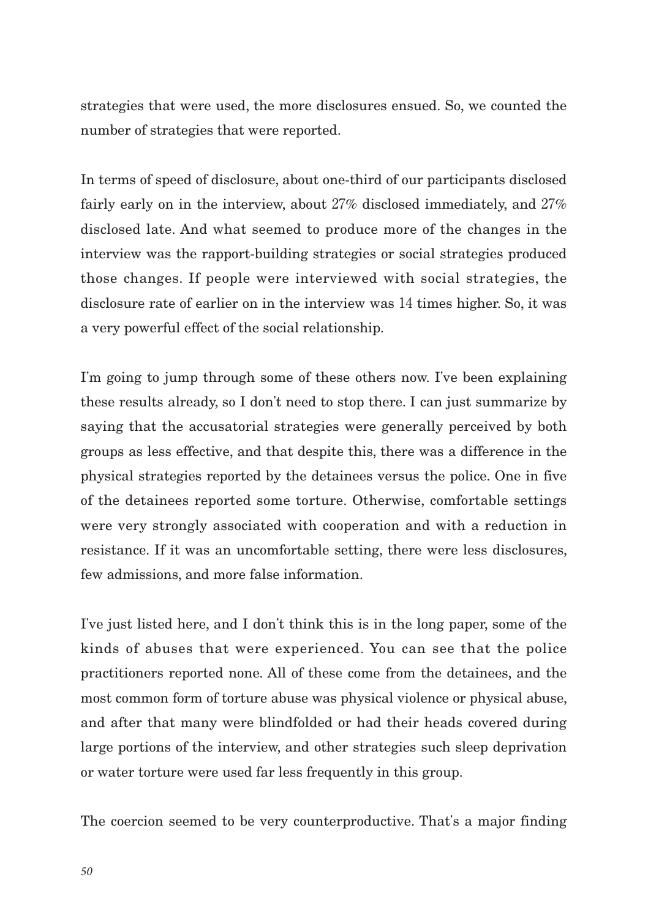strategies that were used, the more disclosures ensued. So, we counted the number of strategies that were reported.

In terms of speed of disclosure, about one-third of our participants disclosed fairly early on in the interview, about 27% disclosed immediately, and 27% disclosed late. And what seemed to produce more of the changes in the interview was the rapport-building strategies or social strategies produced those changes. If people were interviewed with social strategies, the disclosure rate of earlier on in the interview was 14 times higher. So, it was a very powerful effect of the social relationship.

I'm going to jump through some of these others now. I've been explaining these results already, so I don't need to stop there. I can just summarize by saying that the accusatorial strategies were generally perceived by both groups as less effective, and that despite this, there was a difference in the physical strategies reported by the detainees versus the police. One in five of the detainees reported some torture. Otherwise, comfortable settings were very strongly associated with cooperation and with a reduction in resistance. If it was an uncomfortable setting, there were less disclosures, few admissions, and more false information.

I've just listed here, and I don't think this is in the long paper, some of the kinds of abuses that were experienced. You can see that the police practitioners reported none. All of these come from the detainees, and the most common form of torture abuse was physical violence or physical abuse, and after that many were blindfolded or had their heads covered during large portions of the interview, and other strategies such sleep deprivation or water torture were used far less frequently in this group.

The coercion seemed to be very counterproductive. That's a major finding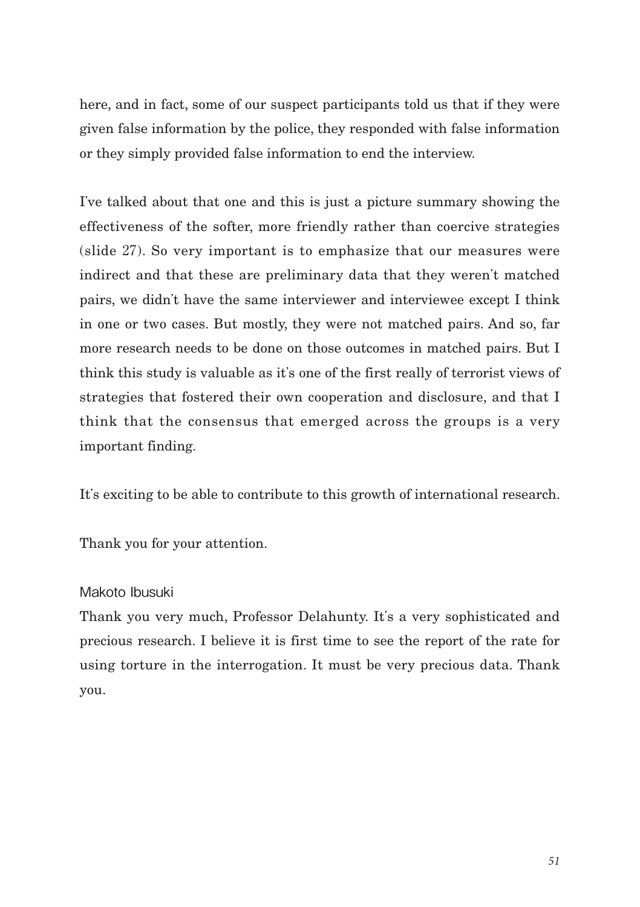here, and in fact, some of our suspect participants told us that if they were given false information by the police, they responded with false information or they simply provided false information to end the interview.

I've talked about that one and this is just a picture summary showing the effectiveness of the softer, more friendly rather than coercive strategies (slide 27). So very important is to emphasize that our measures were indirect and that these are preliminary data that they weren't matched pairs, we didn't have the same interviewer and interviewee except I think in one or two cases. But mostly, they were not matched pairs. And so, far more research needs to be done on those outcomes in matched pairs. But I think this study is valuable as it's one of the first really of terrorist views of strategies that fostered their own cooperation and disclosure, and that I think that the consensus that emerged across the groups is a very important finding.

It's exciting to be able to contribute to this growth of international research.

Thank you for your attention.

Makoto Ibusuki

Thank you very much, Professor Delahunty. It's a very sophisticated and precious research. I believe it is first time to see the report of the rate for using torture in the interrogation. It must be very precious data. Thank you.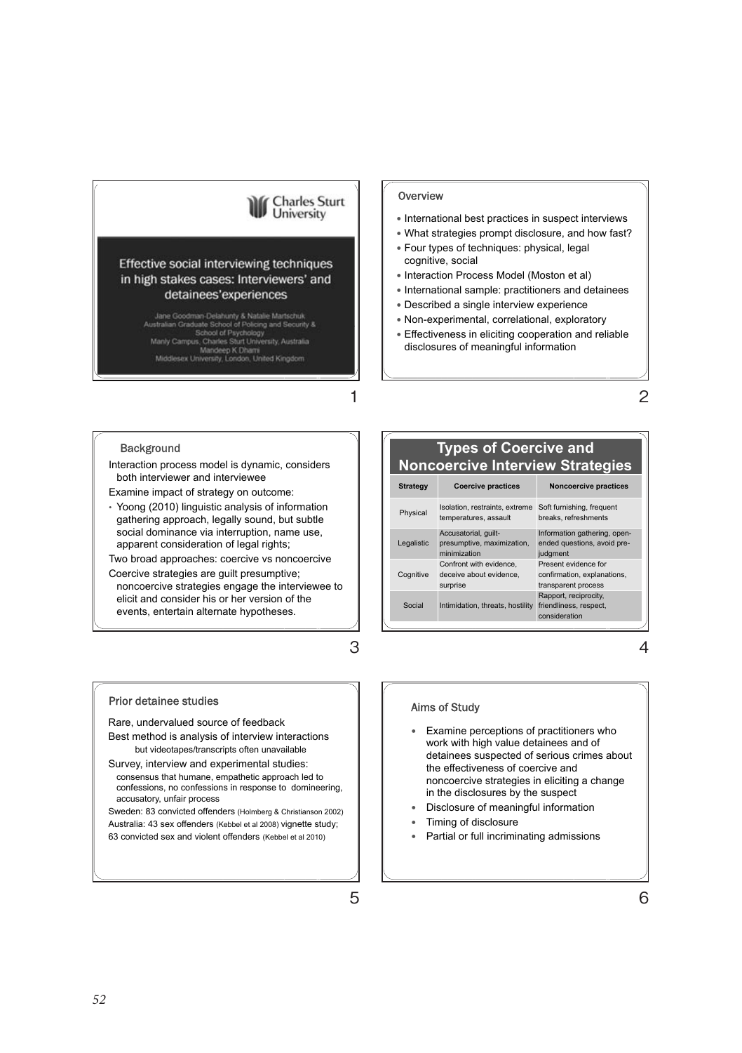## Effective social interviewing techniques in high stakes cases: Interviewers' and detainees' experiences

Jane Goodman-Delahunty & Natalie Martschuk
Australian Graduate School of Policing and Security & School of Psychology
Manly Campus, Charles Sturt University, Australia
Mandeep K Dhami
Middlesex University, London, United Kingdom

## Overview

- International best practices in suspect interviews
- What strategies prompt disclosure, and how fast?
- Four types of techniques: physical, legal cognitive, social
- Interaction Process Model (Moston et al)
- International sample: practitioners and detainees
- Described a single interview experience
- Non-experimental, correlational, exploratory
- Effectiveness in eliciting cooperation and reliable disclosures of meaningful information

## Background

Interaction process model is dynamic, considers both interviewer and interviewee

Examine impact of strategy on outcome:

- Yoong (2010) linguistic analysis of information gathering approach, legally sound, but subtle social dominance via interruption, name use, apparent consideration of legal rights;

Two broad approaches: coercive vs noncoercive

Coercive strategies are guilt presumptive; noncoercive strategies engage the interviewee to elicit and consider his or her version of the events, entertain alternate hypotheses.

## Types of Coercive and Noncoercive Interview Strategies

| Strategy | Coercive practices | Noncoercive practices |
|---|---|---|
| Physical | Isolation, restraints, extreme temperatures, assault | Soft furnishing, frequent breaks, refreshments |
| Legalistic | Accusatorial, guilt-presumptive, maximization, minimization | Information gathering, open-ended questions, avoid pre-judgment |
| Cognitive | Confront with evidence, deceive about evidence, surprise | Present evidence for confirmation, explanations, transparent process |
| Social | Intimidation, threats, hostility | Rapport, reciprocity, friendliness, respect, consideration |

## Prior detainee studies

Rare, undervalued source of feedback

Best method is analysis of interview interactions
but videotapes/transcripts often unavailable

Survey, interview and experimental studies:
consensus that humane, empathetic approach led to confessions, no confessions in response to domineering, accusatory, unfair process

Sweden: 83 convicted offenders (Holmberg & Christianson 2002)

Australia: 43 sex offenders (Kebbel et al 2008) vignette study;

63 convicted sex and violent offenders (Kebbel et al 2010)

## Aims of Study

- Examine perceptions of practitioners who work with high value detainees and of detainees suspected of serious crimes about the effectiveness of coercive and noncoercive strategies in eliciting a change in the disclosures by the suspect
- Disclosure of meaningful information
- Timing of disclosure
- Partial or full incriminating admissions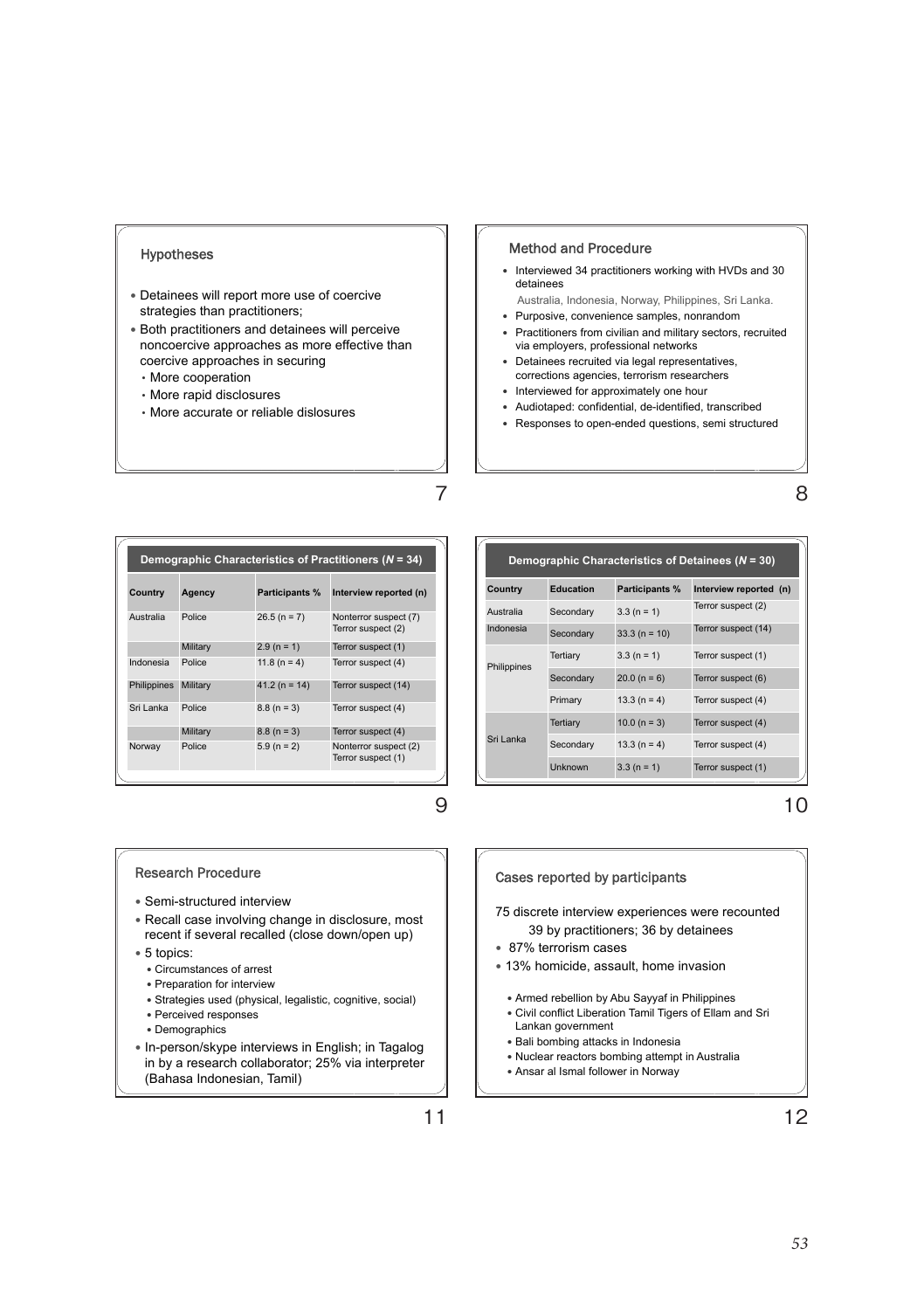### Hypotheses

- Detainees will report more use of coercive strategies than practitioners;
- Both practitioners and detainees will perceive noncoercive approaches as more effective than coercive approaches in securing
  - More cooperation
  - More rapid disclosures
  - More accurate or reliable dislosures

### Method and Procedure

- Interviewed 34 practitioners working with HVDs and 30 detainees
  Australia, Indonesia, Norway, Philippines, Sri Lanka.
- Purposive, convenience samples, nonrandom
- Practitioners from civilian and military sectors, recruited via employers, professional networks
- Detainees recruited via legal representatives, corrections agencies, terrorism researchers
- Interviewed for approximately one hour
- Audiotaped: confidential, de-identified, transcribed
- Responses to open-ended questions, semi structured

**Demographic Characteristics of Practitioners (*N* = 34)**

| Country | Agency | Participants % | Interview reported (n) |
|---|---|---|---|
| Australia | Police | 26.5 (n = 7) | Nonterror suspect (7)<br>Terror suspect (2) |
| | Military | 2.9 (n = 1) | Terror suspect (1) |
| Indonesia | Police | 11.8 (n = 4) | Terror suspect (4) |
| Philippines | Military | 41.2 (n = 14) | Terror suspect (14) |
| Sri Lanka | Police | 8.8 (n = 3) | Terror suspect (4) |
| | Military | 8.8 (n = 3) | Terror suspect (4) |
| Norway | Police | 5.9 (n = 2) | Nonterror suspect (2)<br>Terror suspect (1) |

**Demographic Characteristics of Detainees (*N* = 30)**

| Country | Education | Participants % | Interview reported (n) |
|---|---|---|---|
| Australia | Secondary | 3.3 (n = 1) | Terror suspect (2) |
| Indonesia | Secondary | 33.3 (n = 10) | Terror suspect (14) |
| Philippines | Tertiary | 3.3 (n = 1) | Terror suspect (1) |
| | Secondary | 20.0 (n = 6) | Terror suspect (6) |
| | Primary | 13.3 (n = 4) | Terror suspect (4) |
| Sri Lanka | Tertiary | 10.0 (n = 3) | Terror suspect (4) |
| | Secondary | 13.3 (n = 4) | Terror suspect (4) |
| | Unknown | 3.3 (n = 1) | Terror suspect (1) |

### Research Procedure

- Semi-structured interview
- Recall case involving change in disclosure, most recent if several recalled (close down/open up)
- 5 topics:
  - Circumstances of arrest
  - Preparation for interview
  - Strategies used (physical, legalistic, cognitive, social)
  - Perceived responses
  - Demographics
- In-person/skype interviews in English; in Tagalog in by a research collaborator; 25% via interpreter (Bahasa Indonesian, Tamil)

### Cases reported by participants

75 discrete interview experiences were recounted
39 by practitioners; 36 by detainees

- 87% terrorism cases
- 13% homicide, assault, home invasion
  - Armed rebellion by Abu Sayyaf in Philippines
  - Civil conflict Liberation Tamil Tigers of Ellam and Sri Lankan government
  - Bali bombing attacks in Indonesia
  - Nuclear reactors bombing attempt in Australia
  - Ansar al Ismal follower in Norway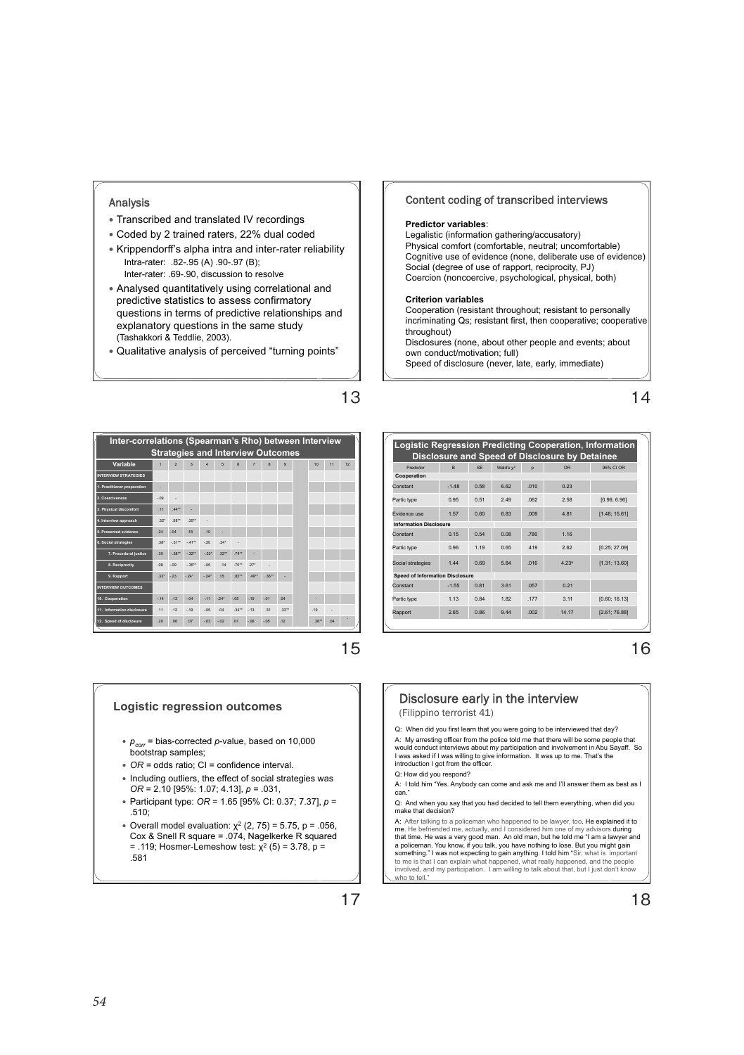## Analysis

- Transcribed and translated IV recordings
- Coded by 2 trained raters, 22% dual coded
- Krippendorff's alpha intra and inter-rater reliability
  Intra-rater: .82-.95 (A) .90-.97 (B);
  Inter-rater: .69-.90, discussion to resolve
- Analysed quantitatively using correlational and predictive statistics to assess confirmatory questions in terms of predictive relationships and explanatory questions in the same study (Tashakkori & Teddlie, 2003).
- Qualitative analysis of perceived "turning points"

## Content coding of transcribed interviews

**Predictor variables**:
Legalistic (information gathering/accusatory)
Physical comfort (comfortable, neutral; uncomfortable)
Cognitive use of evidence (none, deliberate use of evidence)
Social (degree of use of rapport, reciprocity, PJ)
Coercion (noncoercive, psychological, physical, both)

**Criterion variables**
Cooperation (resistant throughout; resistant to personally incriminating Qs; resistant first, then cooperative; cooperative throughout)
Disclosures (none, about other people and events; about own conduct/motivation; full)
Speed of disclosure (never, late, early, immediate)

## Inter-correlations (Spearman's Rho) between Interview Strategies and Interview Outcomes

| Variable | 1 | 2 | 3 | 4 | 5 | 6 | 7 | 8 | 9 | 10 | 11 | 12 |
|---|---|---|---|---|---|---|---|---|---|---|---|---|
| INTERVIEW STRATEGIES | | | | | | | | | | | | |
| 1. Practitioner preparation | - | | | | | | | | | | | |
| 2. Coerciveness | -.09 | - | | | | | | | | | | |
| 3. Physical discomfort | .11 | .44** | - | | | | | | | | | |
| 4. Interview approach | .32* | .58** | .35** | - | | | | | | | | |
| 5. Presented evidence | .24 | -.04 | .16 | .10 | - | | | | | | | |
| 6. Social strategies | .38* | -.31** | -.41** | -.20 | .24* | - | | | | | | |
| 7. Procedural justice | .30 | -.38** | -.32** | -.23* | .32** | .74** | - | | | | | |
| 8. Reciprocity | .08 | -.09 | -.35** | -.05 | .14 | .70** | .27* | - | | | | |
| 9. Rapport | .33* | -.23 | -.24* | -.24* | .15 | .82** | .49** | .36** | - | | | |
| INTERVIEW OUTCOMES | | | | | | | | | | | | |
| 10. Cooperation | -.14 | .13 | -.04 | -.11 | -.24* | -.05 | -.15 | -.01 | .04 | - | | |
| 11. Information disclosure | .11 | .12 | -.19 | -.05 | .04 | .34** | -.13 | .31 | .33** | .19 | - | |
| 12. Speed of disclosure | .20 | .06 | .07 | -.03 | -.02 | .01 | -.08 | -.05 | .12 | .38** | .04 | - |

## Logistic Regression Predicting Cooperation, Information Disclosure and Speed of Disclosure by Detainee

| Predictor | B | SE | Wald's $\chi^2$ | p | OR | 95% CI OR |
|---|---|---|---|---|---|---|
| **Cooperation** | | | | | | |
| Constant | -1.48 | 0.58 | 6.62 | .010 | 0.23 | |
| Partic type | 0.95 | 0.51 | 2.49 | .062 | 2.58 | [0.96; 6.96] |
| Evidence use | 1.57 | 0.60 | 6.83 | .009 | 4.81 | [1.48; 15.61] |
| **Information Disclosure** | | | | | | |
| Constant | 0.15 | 0.54 | 0.08 | .780 | 1.16 | |
| Partic type | 0.96 | 1.19 | 0.65 | .419 | 2.62 | [0.25; 27.09] |
| Social strategies | 1.44 | 0.69 | 5.84 | .016 | 4.23[a] | [1.31; 13.60] |
| **Speed of Information Disclosure** | | | | | | |
| Constant | -1.55 | 0.81 | 3.61 | .057 | 0.21 | |
| Partic type | 1.13 | 0.84 | 1.82 | .177 | 3.11 | [0.60; 16.13] |
| Rapport | 2.65 | 0.86 | 9.44 | .002 | 14.17 | [2.61; 76.88] |

## Logistic regression outcomes

- $p_{corr}$ = bias-corrected *p*-value, based on 10,000 bootstrap samples;
- *OR* = odds ratio; CI = confidence interval.
- Including outliers, the effect of social strategies was *OR* = 2.10 [95%: 1.07; 4.13], *p* = .031,
- Participant type: *OR* = 1.65 [95% CI: 0.37; 7.37], *p* = .510;
- Overall model evaluation: $\chi^2$ (2, 75) = 5.75, p = .056, Cox & Snell R square = .074, Nagelkerke R squared = .119; Hosmer-Lemeshow test: $\chi^2$ (5) = 3.78, p = .581

## Disclosure early in the interview

(Filippino terrorist 41)

Q: When did you first learn that you were going to be interviewed that day?

A: My arresting officer from the police told me that there will be some people that would conduct interviews about my participation and involvement in Abu Sayaff. So I was asked if I was willing to give information. It was up to me. That's the introduction I got from the officer.

Q: How did you respond?

A: I told him "Yes. Anybody can come and ask me and I'll answer them as best as I can."

Q: And when you say that you had decided to tell them everything, when did you make that decision?

A: After talking to a policeman who happened to be lawyer, too. He explained it to me. He befriended me, actually, and I considered him one of my advisors during that time. He was a very good man. An old man, but he told me "I am a lawyer and a policeman. You know, if you talk, you have nothing to lose. But you might gain something." I was not expecting to gain anything. I told him "Sir, what is important to me is that I can explain what happened, what really happened, and the people involved, and my participation. I am willing to talk about that, but I just don't know who to tell."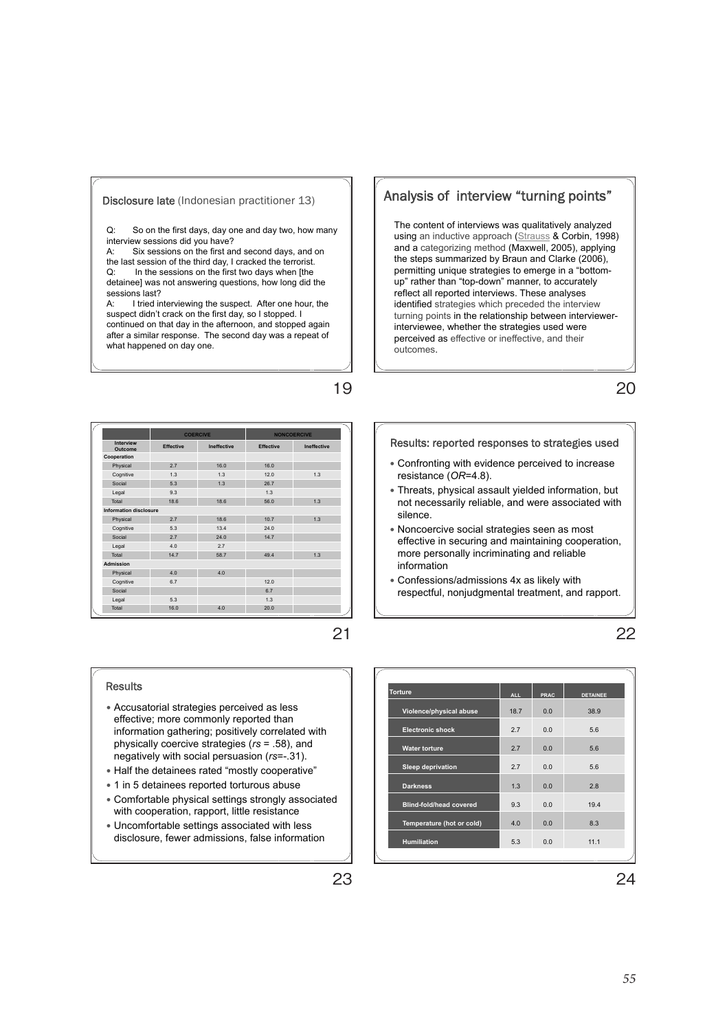## Disclosure late (Indonesian practitioner 13)

Q: So on the first days, day one and day two, how many interview sessions did you have?
A: Six sessions on the first and second days, and on the last session of the third day, I cracked the terrorist.
Q: In the sessions on the first two days when [the detainee] was not answering questions, how long did the sessions last?
A: I tried interviewing the suspect. After one hour, the suspect didn't crack on the first day, so I stopped. I continued on that day in the afternoon, and stopped again after a similar response. The second day was a repeat of what happened on day one.

## Analysis of interview "turning points"

The content of interviews was qualitatively analyzed using an inductive approach (Strauss & Corbin, 1998) and a categorizing method (Maxwell, 2005), applying the steps summarized by Braun and Clarke (2006), permitting unique strategies to emerge in a "bottom-up" rather than "top-down" manner, to accurately reflect all reported interviews. These analyses identified strategies which preceded the interview turning points in the relationship between interviewer-interviewee, whether the strategies used were perceived as effective or ineffective, and their outcomes.

| | COERCIVE | | NONCOERCIVE | |
|---|---|---|---|---|
| Interview Outcome | Effective | Ineffective | Effective | Ineffective |
| **Cooperation** | | | | |
| Physical | 2.7 | 16.0 | 16.0 | |
| Cognitive | 1.3 | 1.3 | 12.0 | 1.3 |
| Social | 5.3 | 1.3 | 26.7 | |
| Legal | 9.3 | | 1.3 | |
| Total | 18.6 | 18.6 | 56.0 | 1.3 |
| **Information disclosure** | | | | |
| Physical | 2.7 | 18.6 | 10.7 | 1.3 |
| Cognitive | 5.3 | 13.4 | 24.0 | |
| Social | 2.7 | 24.0 | 14.7 | |
| Legal | 4.0 | 2.7 | | |
| Total | 14.7 | 58.7 | 49.4 | 1.3 |
| **Admission** | | | | |
| Physical | 4.0 | 4.0 | | |
| Cognitive | 6.7 | | 12.0 | |
| Social | | | 6.7 | |
| Legal | 5.3 | | 1.3 | |
| Total | 16.0 | 4.0 | 20.0 | |

## Results: reported responses to strategies used

- Confronting with evidence perceived to increase resistance (*OR*=4.8).
- Threats, physical assault yielded information, but not necessarily reliable, and were associated with silence.
- Noncoercive social strategies seen as most effective in securing and maintaining cooperation, more personally incriminating and reliable information
- Confessions/admissions 4x as likely with respectful, nonjudgmental treatment, and rapport.

## Results

- Accusatorial strategies perceived as less effective; more commonly reported than information gathering; positively correlated with physically coercive strategies ($r_s$ = .58), and negatively with social persuasion ($r_s$=-.31).
- Half the detainees rated "mostly cooperative"
- 1 in 5 detainees reported torturous abuse
- Comfortable physical settings strongly associated with cooperation, rapport, little resistance
- Uncomfortable settings associated with less disclosure, fewer admissions, false information

| Torture | ALL | PRAC | DETAINEE |
|---|---|---|---|
| Violence/physical abuse | 18.7 | 0.0 | 38.9 |
| Electronic shock | 2.7 | 0.0 | 5.6 |
| Water torture | 2.7 | 0.0 | 5.6 |
| Sleep deprivation | 2.7 | 0.0 | 5.6 |
| Darkness | 1.3 | 0.0 | 2.8 |
| Blind-fold/head covered | 9.3 | 0.0 | 19.4 |
| Temperature (hot or cold) | 4.0 | 0.0 | 8.3 |
| Humiliation | 5.3 | 0.0 | 11.1 |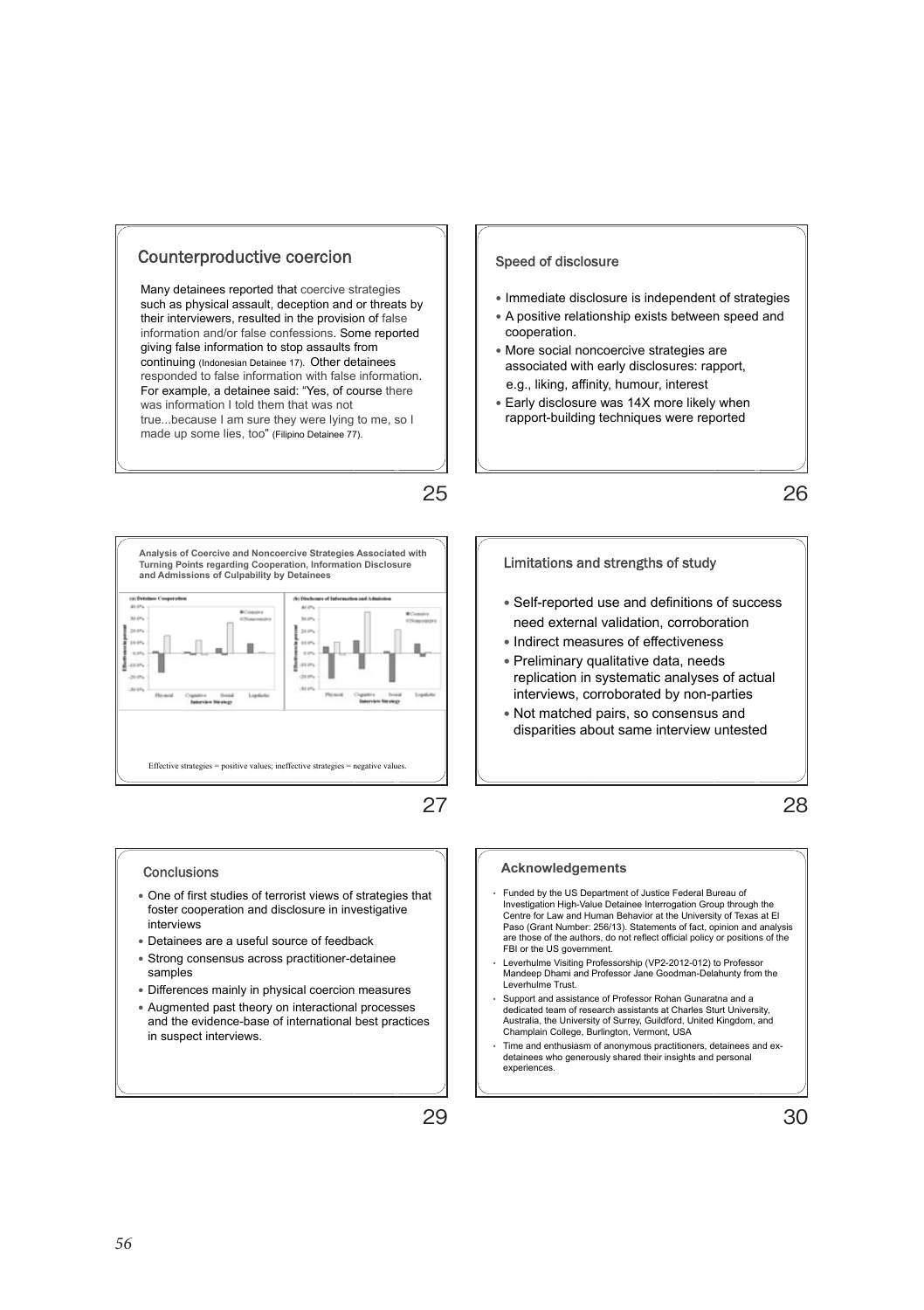## Counterproductive coercion

Many detainees reported that coercive strategies such as physical assault, deception and or threats by their interviewers, resulted in the provision of false information and/or false confessions. Some reported giving false information to stop assaults from continuing (Indonesian Detainee 17). Other detainees responded to false information with false information. For example, a detainee said: "Yes, of course there was information I told them that was not true...because I am sure they were lying to me, so I made up some lies, too" (Filipino Detainee 77).

## Speed of disclosure

- Immediate disclosure is independent of strategies
- A positive relationship exists between speed and cooperation.
- More social noncoercive strategies are associated with early disclosures: rapport, e.g., liking, affinity, humour, interest
- Early disclosure was 14X more likely when rapport-building techniques were reported

## Analysis of Coercive and Noncoercive Strategies Associated with Turning Points regarding Cooperation, Information Disclosure and Admissions of Culpability by Detainees

(a) Detainee Cooperation

(b) Disclosure of Information and Admission

Effective strategies = positive values; ineffective strategies = negative values.

## Limitations and strengths of study

- Self-reported use and definitions of success need external validation, corroboration
- Indirect measures of effectiveness
- Preliminary qualitative data, needs replication in systematic analyses of actual interviews, corroborated by non-parties
- Not matched pairs, so consensus and disparities about same interview untested

## Conclusions

- One of first studies of terrorist views of strategies that foster cooperation and disclosure in investigative interviews
- Detainees are a useful source of feedback
- Strong consensus across practitioner-detainee samples
- Differences mainly in physical coercion measures
- Augmented past theory on interactional processes and the evidence-base of international best practices in suspect interviews.

## Acknowledgements

- Funded by the US Department of Justice Federal Bureau of Investigation High-Value Detainee Interrogation Group through the Centre for Law and Human Behavior at the University of Texas at El Paso (Grant Number: 256/13). Statements of fact, opinion and analysis are those of the authors, do not reflect official policy or positions of the FBI or the US government.
- Leverhulme Visiting Professorship (VP2-2012-012) to Professor Mandeep Dhami and Professor Jane Goodman-Delahunty from the Leverhulme Trust.
- Support and assistance of Professor Rohan Gunaratna and a dedicated team of research assistants at Charles Sturt University, Australia, the University of Surrey, Guildford, United Kingdom, and Champlain College, Burlington, Vermont, USA
- Time and enthusiasm of anonymous practitioners, detainees and ex-detainees who generously shared their insights and personal experiences.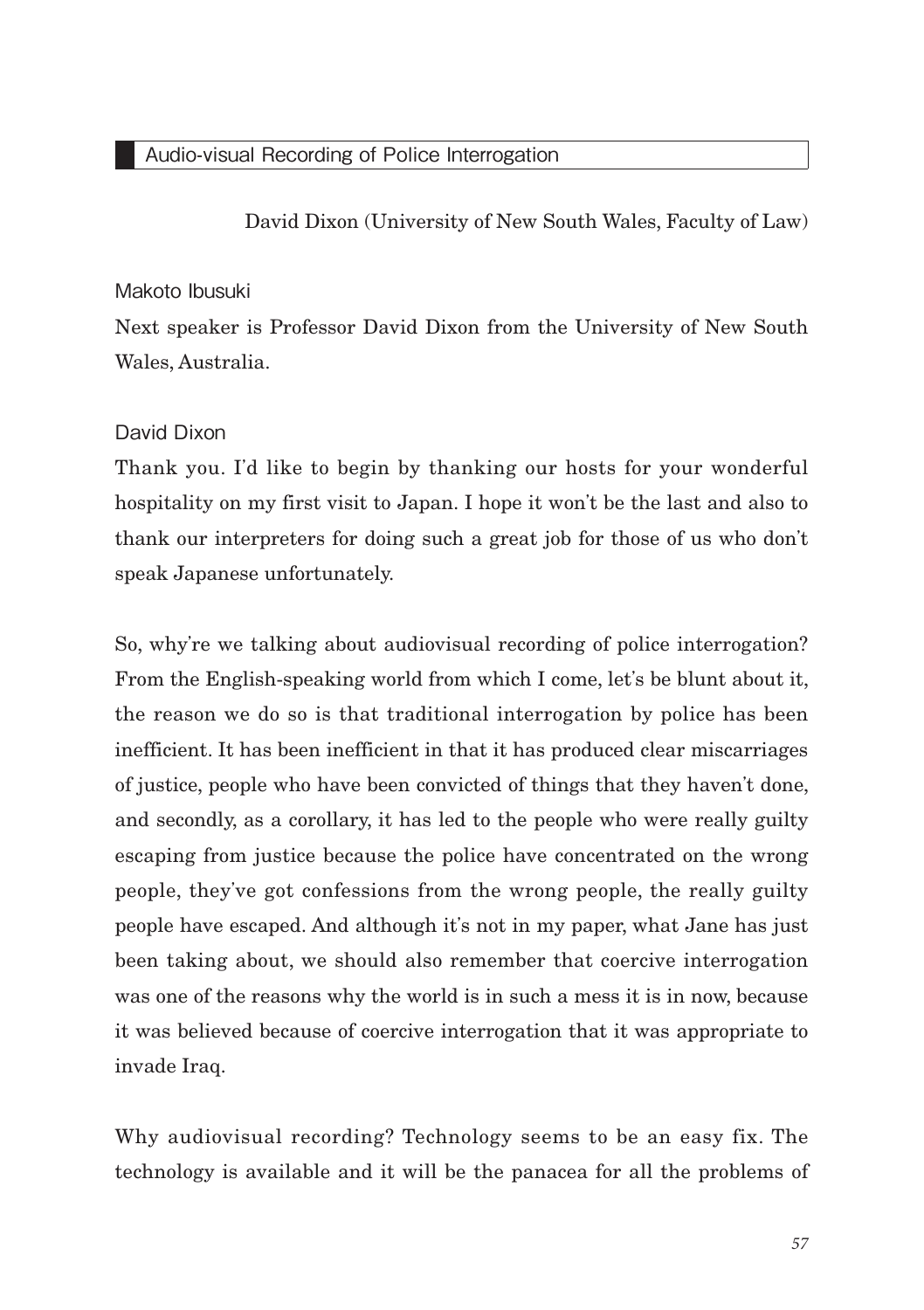## Audio-visual Recording of Police Interrogation

David Dixon (University of New South Wales, Faculty of Law)

Makoto Ibusuki

Next speaker is Professor David Dixon from the University of New South Wales, Australia.

David Dixon

Thank you. I'd like to begin by thanking our hosts for your wonderful hospitality on my first visit to Japan. I hope it won't be the last and also to thank our interpreters for doing such a great job for those of us who don't speak Japanese unfortunately.

So, why're we talking about audiovisual recording of police interrogation? From the English-speaking world from which I come, let's be blunt about it, the reason we do so is that traditional interrogation by police has been inefficient. It has been inefficient in that it has produced clear miscarriages of justice, people who have been convicted of things that they haven't done, and secondly, as a corollary, it has led to the people who were really guilty escaping from justice because the police have concentrated on the wrong people, they've got confessions from the wrong people, the really guilty people have escaped. And although it's not in my paper, what Jane has just been taking about, we should also remember that coercive interrogation was one of the reasons why the world is in such a mess it is in now, because it was believed because of coercive interrogation that it was appropriate to invade Iraq.

Why audiovisual recording? Technology seems to be an easy fix. The technology is available and it will be the panacea for all the problems of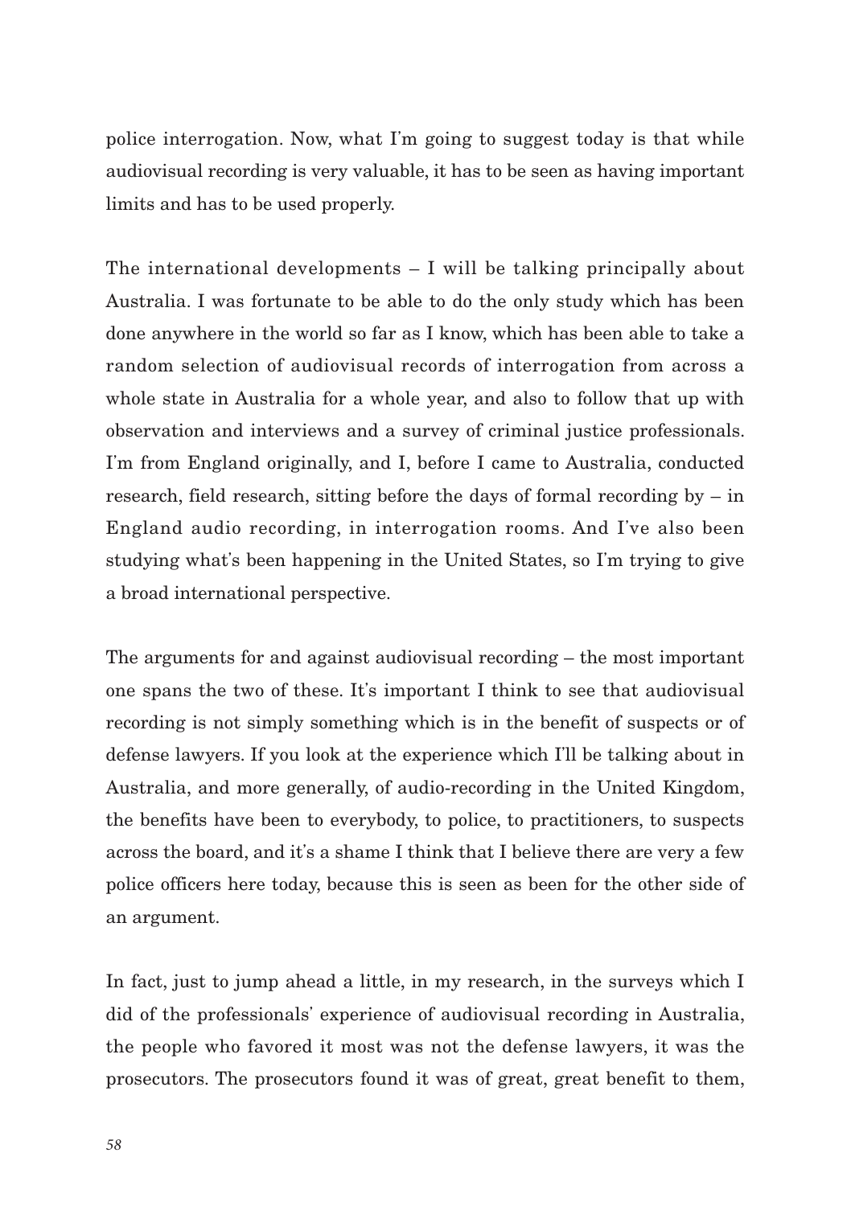police interrogation. Now, what I'm going to suggest today is that while audiovisual recording is very valuable, it has to be seen as having important limits and has to be used properly.

The international developments – I will be talking principally about Australia. I was fortunate to be able to do the only study which has been done anywhere in the world so far as I know, which has been able to take a random selection of audiovisual records of interrogation from across a whole state in Australia for a whole year, and also to follow that up with observation and interviews and a survey of criminal justice professionals. I'm from England originally, and I, before I came to Australia, conducted research, field research, sitting before the days of formal recording by – in England audio recording, in interrogation rooms. And I've also been studying what's been happening in the United States, so I'm trying to give a broad international perspective.

The arguments for and against audiovisual recording – the most important one spans the two of these. It's important I think to see that audiovisual recording is not simply something which is in the benefit of suspects or of defense lawyers. If you look at the experience which I'll be talking about in Australia, and more generally, of audio-recording in the United Kingdom, the benefits have been to everybody, to police, to practitioners, to suspects across the board, and it's a shame I think that I believe there are very a few police officers here today, because this is seen as been for the other side of an argument.

In fact, just to jump ahead a little, in my research, in the surveys which I did of the professionals' experience of audiovisual recording in Australia, the people who favored it most was not the defense lawyers, it was the prosecutors. The prosecutors found it was of great, great benefit to them,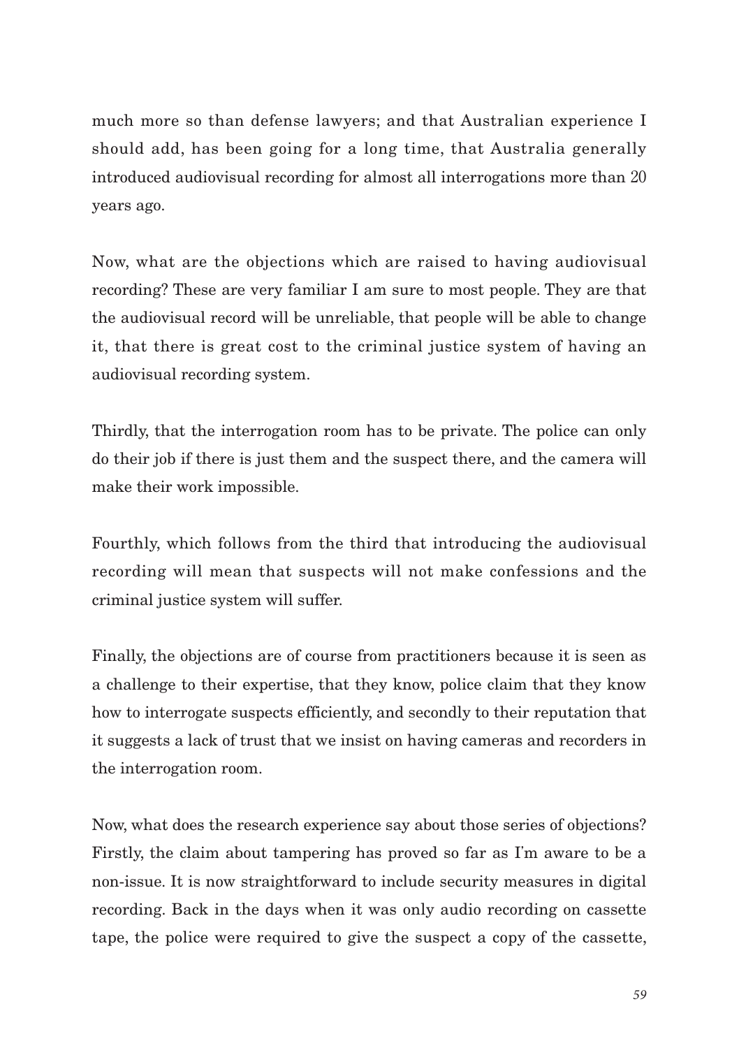much more so than defense lawyers; and that Australian experience I should add, has been going for a long time, that Australia generally introduced audiovisual recording for almost all interrogations more than 20 years ago.

Now, what are the objections which are raised to having audiovisual recording? These are very familiar I am sure to most people. They are that the audiovisual record will be unreliable, that people will be able to change it, that there is great cost to the criminal justice system of having an audiovisual recording system.

Thirdly, that the interrogation room has to be private. The police can only do their job if there is just them and the suspect there, and the camera will make their work impossible.

Fourthly, which follows from the third that introducing the audiovisual recording will mean that suspects will not make confessions and the criminal justice system will suffer.

Finally, the objections are of course from practitioners because it is seen as a challenge to their expertise, that they know, police claim that they know how to interrogate suspects efficiently, and secondly to their reputation that it suggests a lack of trust that we insist on having cameras and recorders in the interrogation room.

Now, what does the research experience say about those series of objections? Firstly, the claim about tampering has proved so far as I'm aware to be a non-issue. It is now straightforward to include security measures in digital recording. Back in the days when it was only audio recording on cassette tape, the police were required to give the suspect a copy of the cassette,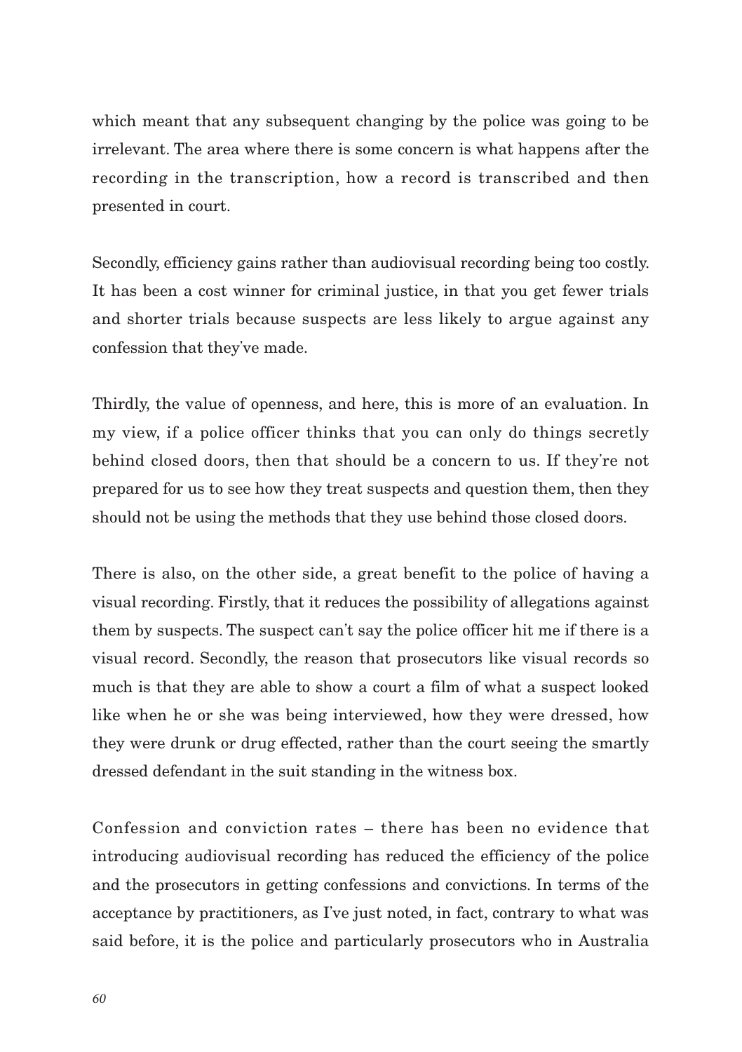which meant that any subsequent changing by the police was going to be irrelevant. The area where there is some concern is what happens after the recording in the transcription, how a record is transcribed and then presented in court.

Secondly, efficiency gains rather than audiovisual recording being too costly. It has been a cost winner for criminal justice, in that you get fewer trials and shorter trials because suspects are less likely to argue against any confession that they've made.

Thirdly, the value of openness, and here, this is more of an evaluation. In my view, if a police officer thinks that you can only do things secretly behind closed doors, then that should be a concern to us. If they're not prepared for us to see how they treat suspects and question them, then they should not be using the methods that they use behind those closed doors.

There is also, on the other side, a great benefit to the police of having a visual recording. Firstly, that it reduces the possibility of allegations against them by suspects. The suspect can't say the police officer hit me if there is a visual record. Secondly, the reason that prosecutors like visual records so much is that they are able to show a court a film of what a suspect looked like when he or she was being interviewed, how they were dressed, how they were drunk or drug effected, rather than the court seeing the smartly dressed defendant in the suit standing in the witness box.

Confession and conviction rates – there has been no evidence that introducing audiovisual recording has reduced the efficiency of the police and the prosecutors in getting confessions and convictions. In terms of the acceptance by practitioners, as I've just noted, in fact, contrary to what was said before, it is the police and particularly prosecutors who in Australia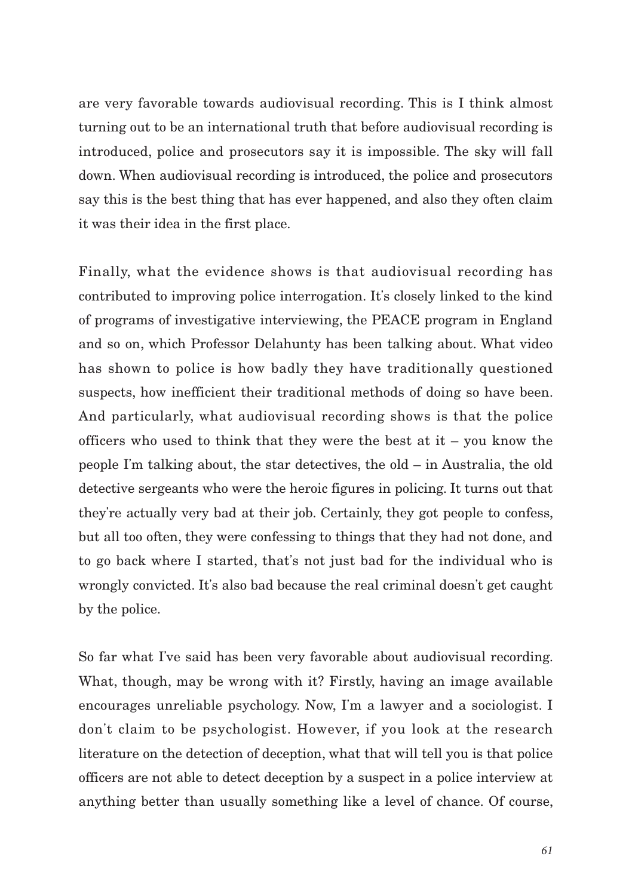are very favorable towards audiovisual recording. This is I think almost turning out to be an international truth that before audiovisual recording is introduced, police and prosecutors say it is impossible. The sky will fall down. When audiovisual recording is introduced, the police and prosecutors say this is the best thing that has ever happened, and also they often claim it was their idea in the first place.

Finally, what the evidence shows is that audiovisual recording has contributed to improving police interrogation. It's closely linked to the kind of programs of investigative interviewing, the PEACE program in England and so on, which Professor Delahunty has been talking about. What video has shown to police is how badly they have traditionally questioned suspects, how inefficient their traditional methods of doing so have been. And particularly, what audiovisual recording shows is that the police officers who used to think that they were the best at it – you know the people I'm talking about, the star detectives, the old – in Australia, the old detective sergeants who were the heroic figures in policing. It turns out that they're actually very bad at their job. Certainly, they got people to confess, but all too often, they were confessing to things that they had not done, and to go back where I started, that's not just bad for the individual who is wrongly convicted. It's also bad because the real criminal doesn't get caught by the police.

So far what I've said has been very favorable about audiovisual recording. What, though, may be wrong with it? Firstly, having an image available encourages unreliable psychology. Now, I'm a lawyer and a sociologist. I don't claim to be psychologist. However, if you look at the research literature on the detection of deception, what that will tell you is that police officers are not able to detect deception by a suspect in a police interview at anything better than usually something like a level of chance. Of course,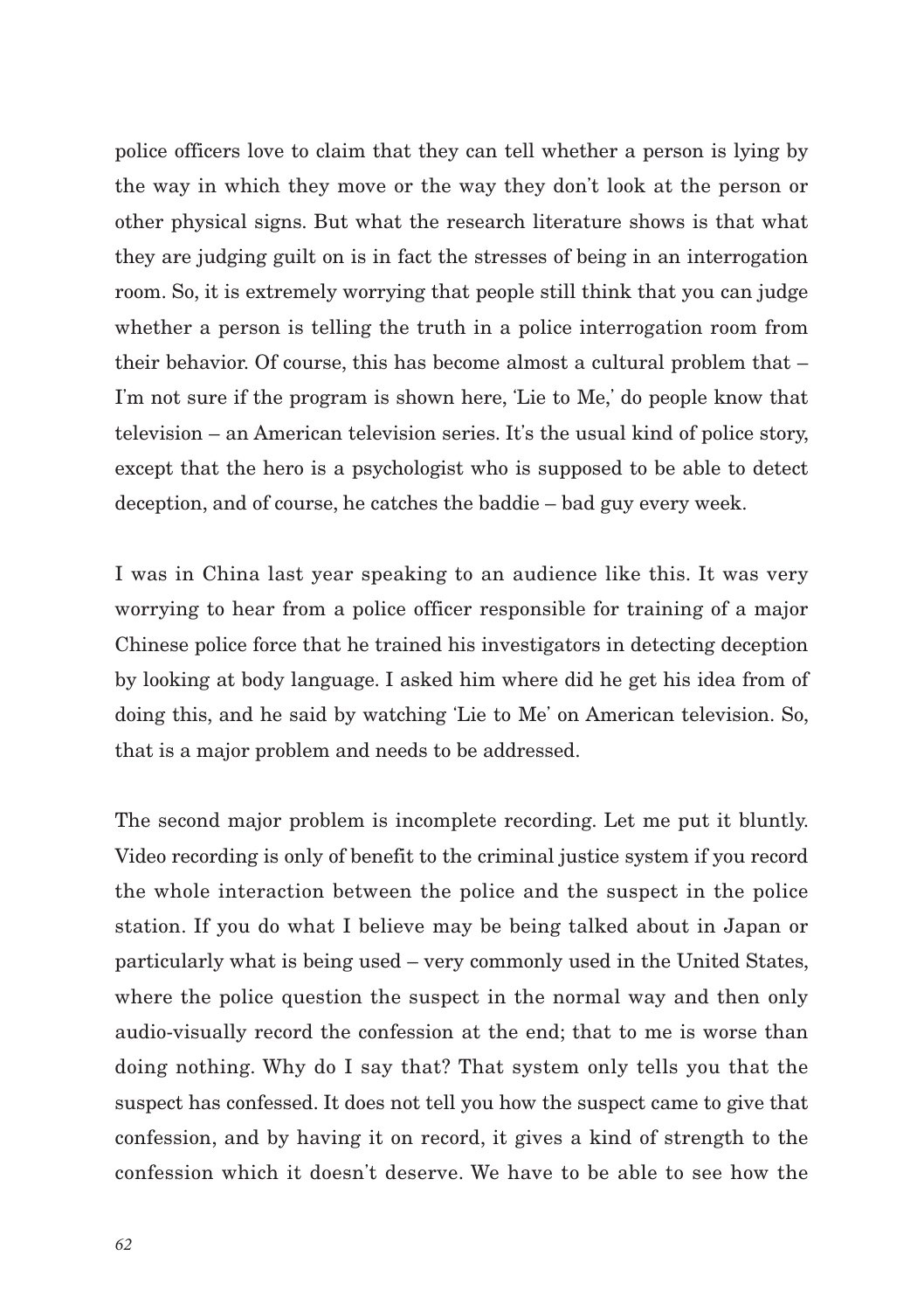police officers love to claim that they can tell whether a person is lying by the way in which they move or the way they don't look at the person or other physical signs. But what the research literature shows is that what they are judging guilt on is in fact the stresses of being in an interrogation room. So, it is extremely worrying that people still think that you can judge whether a person is telling the truth in a police interrogation room from their behavior. Of course, this has become almost a cultural problem that – I'm not sure if the program is shown here, 'Lie to Me,' do people know that television – an American television series. It's the usual kind of police story, except that the hero is a psychologist who is supposed to be able to detect deception, and of course, he catches the baddie – bad guy every week.

I was in China last year speaking to an audience like this. It was very worrying to hear from a police officer responsible for training of a major Chinese police force that he trained his investigators in detecting deception by looking at body language. I asked him where did he get his idea from of doing this, and he said by watching 'Lie to Me' on American television. So, that is a major problem and needs to be addressed.

The second major problem is incomplete recording. Let me put it bluntly. Video recording is only of benefit to the criminal justice system if you record the whole interaction between the police and the suspect in the police station. If you do what I believe may be being talked about in Japan or particularly what is being used – very commonly used in the United States, where the police question the suspect in the normal way and then only audio-visually record the confession at the end; that to me is worse than doing nothing. Why do I say that? That system only tells you that the suspect has confessed. It does not tell you how the suspect came to give that confession, and by having it on record, it gives a kind of strength to the confession which it doesn't deserve. We have to be able to see how the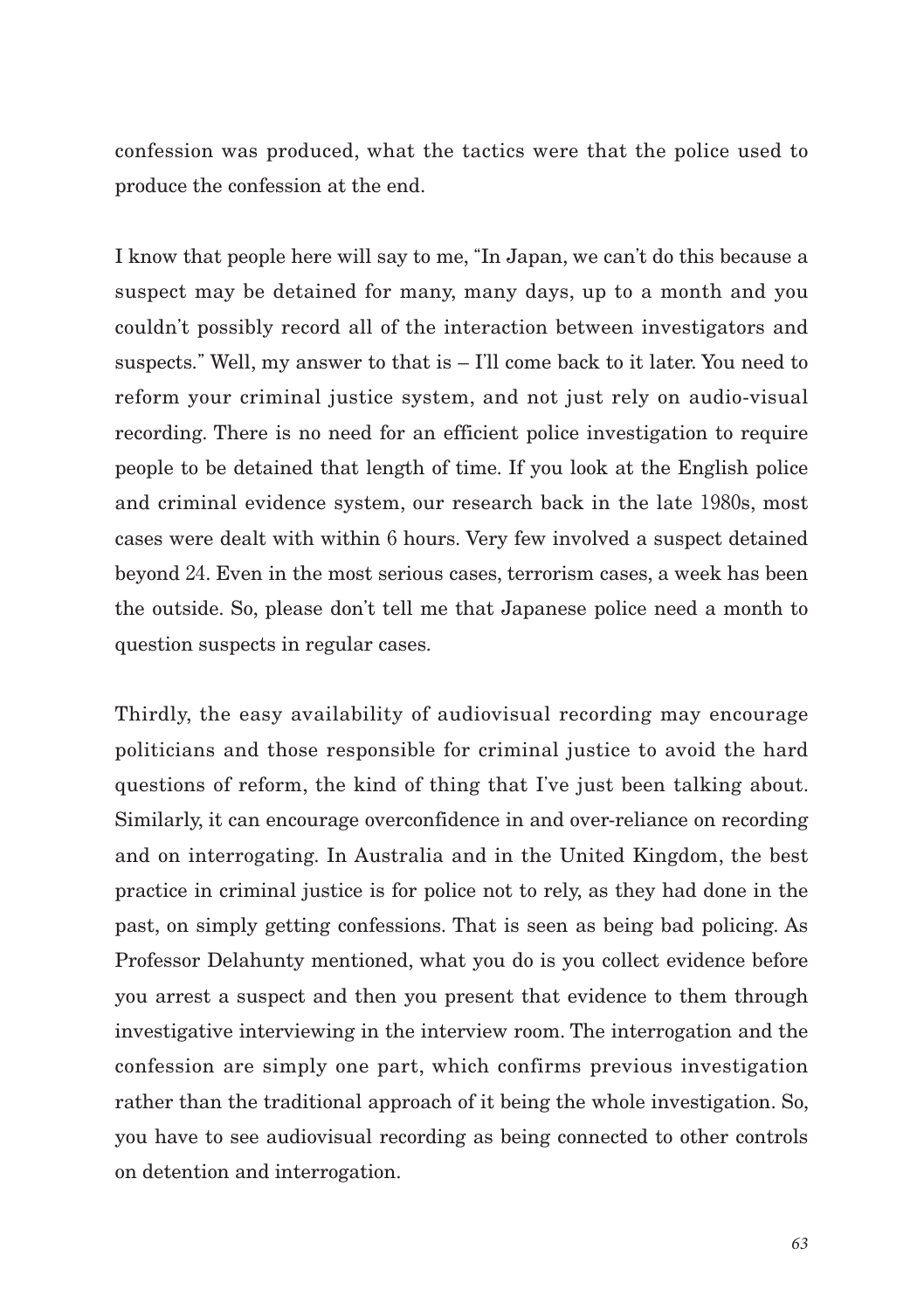confession was produced, what the tactics were that the police used to produce the confession at the end.

I know that people here will say to me, "In Japan, we can't do this because a suspect may be detained for many, many days, up to a month and you couldn't possibly record all of the interaction between investigators and suspects." Well, my answer to that is – I'll come back to it later. You need to reform your criminal justice system, and not just rely on audio-visual recording. There is no need for an efficient police investigation to require people to be detained that length of time. If you look at the English police and criminal evidence system, our research back in the late 1980s, most cases were dealt with within 6 hours. Very few involved a suspect detained beyond 24. Even in the most serious cases, terrorism cases, a week has been the outside. So, please don't tell me that Japanese police need a month to question suspects in regular cases.

Thirdly, the easy availability of audiovisual recording may encourage politicians and those responsible for criminal justice to avoid the hard questions of reform, the kind of thing that I've just been talking about. Similarly, it can encourage overconfidence in and over-reliance on recording and on interrogating. In Australia and in the United Kingdom, the best practice in criminal justice is for police not to rely, as they had done in the past, on simply getting confessions. That is seen as being bad policing. As Professor Delahunty mentioned, what you do is you collect evidence before you arrest a suspect and then you present that evidence to them through investigative interviewing in the interview room. The interrogation and the confession are simply one part, which confirms previous investigation rather than the traditional approach of it being the whole investigation. So, you have to see audiovisual recording as being connected to other controls on detention and interrogation.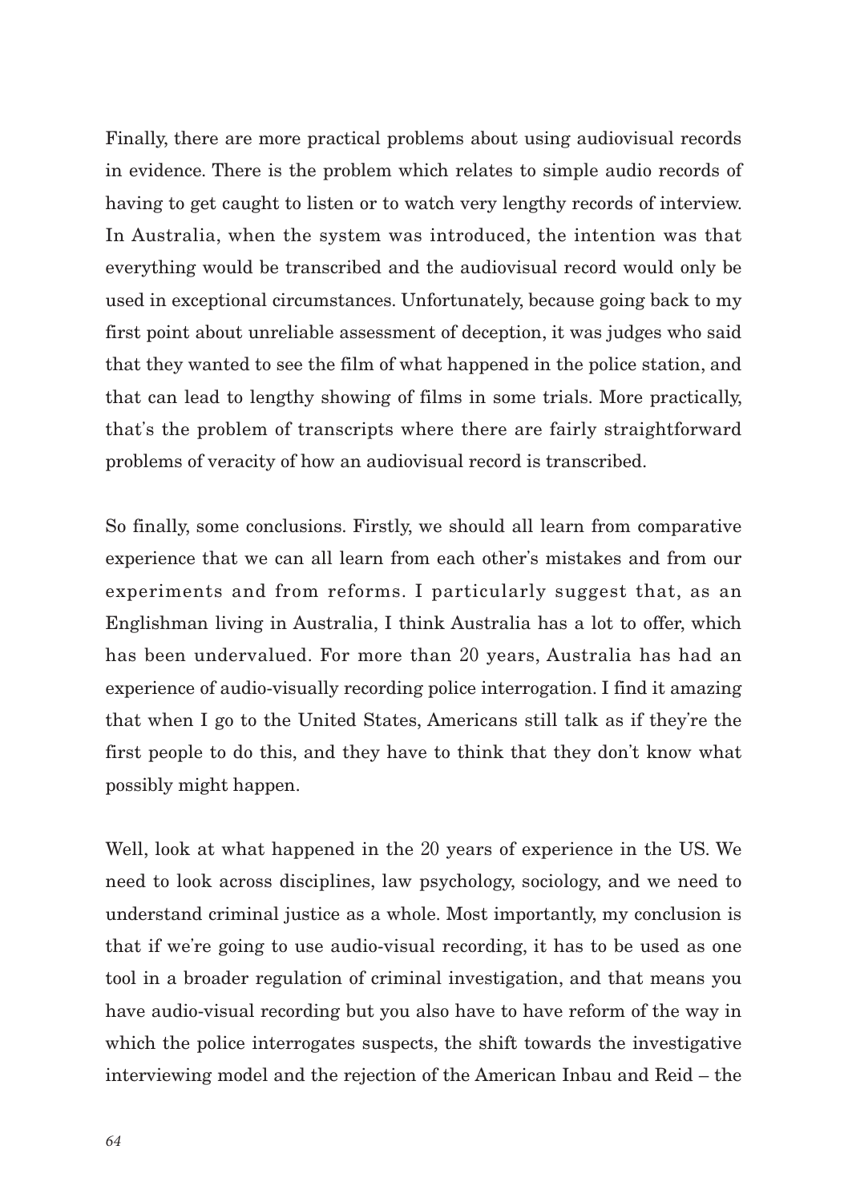Finally, there are more practical problems about using audiovisual records in evidence. There is the problem which relates to simple audio records of having to get caught to listen or to watch very lengthy records of interview. In Australia, when the system was introduced, the intention was that everything would be transcribed and the audiovisual record would only be used in exceptional circumstances. Unfortunately, because going back to my first point about unreliable assessment of deception, it was judges who said that they wanted to see the film of what happened in the police station, and that can lead to lengthy showing of films in some trials. More practically, that's the problem of transcripts where there are fairly straightforward problems of veracity of how an audiovisual record is transcribed.

So finally, some conclusions. Firstly, we should all learn from comparative experience that we can all learn from each other's mistakes and from our experiments and from reforms. I particularly suggest that, as an Englishman living in Australia, I think Australia has a lot to offer, which has been undervalued. For more than 20 years, Australia has had an experience of audio-visually recording police interrogation. I find it amazing that when I go to the United States, Americans still talk as if they're the first people to do this, and they have to think that they don't know what possibly might happen.

Well, look at what happened in the 20 years of experience in the US. We need to look across disciplines, law psychology, sociology, and we need to understand criminal justice as a whole. Most importantly, my conclusion is that if we're going to use audio-visual recording, it has to be used as one tool in a broader regulation of criminal investigation, and that means you have audio-visual recording but you also have to have reform of the way in which the police interrogates suspects, the shift towards the investigative interviewing model and the rejection of the American Inbau and Reid – the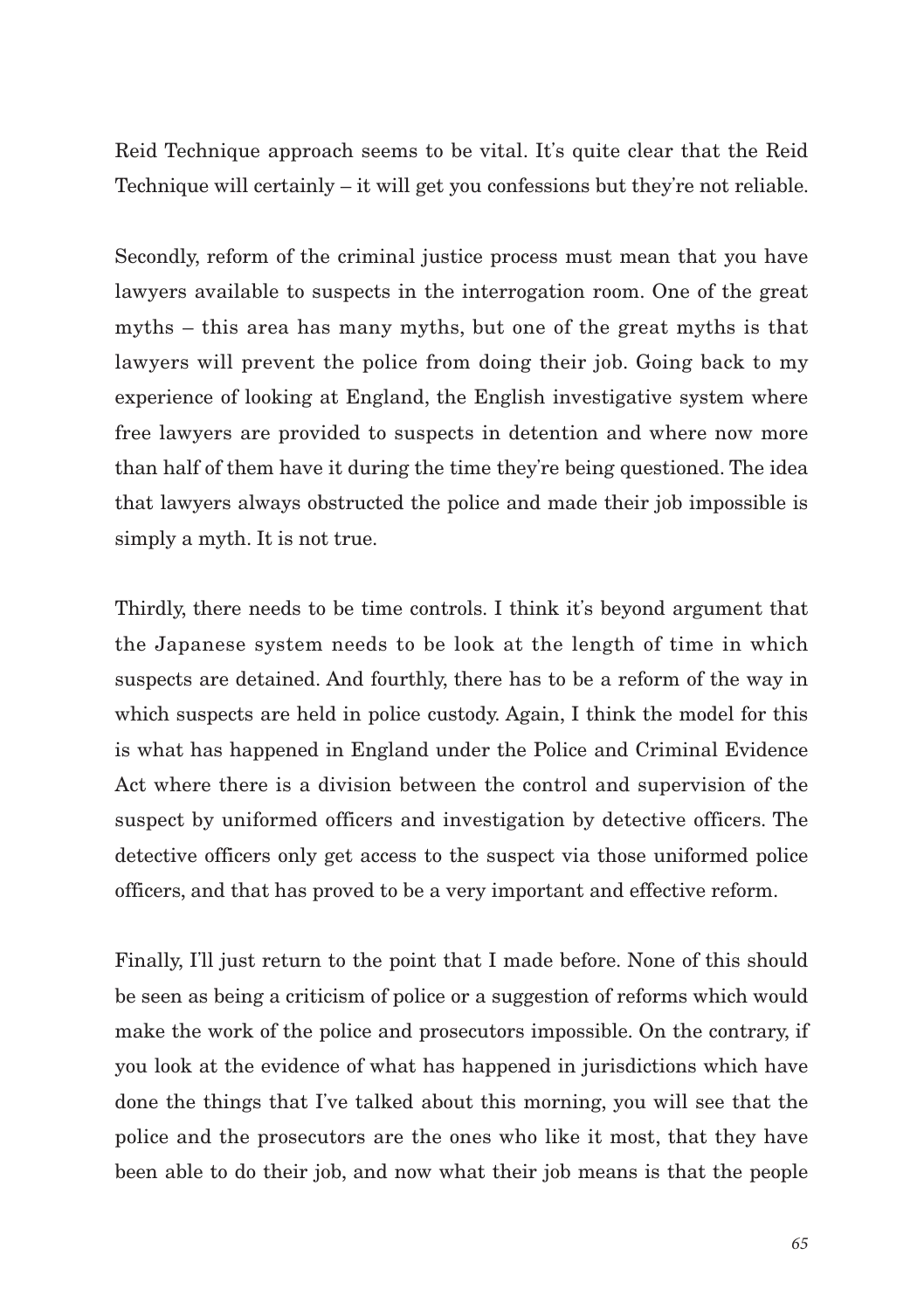Reid Technique approach seems to be vital. It's quite clear that the Reid Technique will certainly – it will get you confessions but they're not reliable.

Secondly, reform of the criminal justice process must mean that you have lawyers available to suspects in the interrogation room. One of the great myths – this area has many myths, but one of the great myths is that lawyers will prevent the police from doing their job. Going back to my experience of looking at England, the English investigative system where free lawyers are provided to suspects in detention and where now more than half of them have it during the time they're being questioned. The idea that lawyers always obstructed the police and made their job impossible is simply a myth. It is not true.

Thirdly, there needs to be time controls. I think it's beyond argument that the Japanese system needs to be look at the length of time in which suspects are detained. And fourthly, there has to be a reform of the way in which suspects are held in police custody. Again, I think the model for this is what has happened in England under the Police and Criminal Evidence Act where there is a division between the control and supervision of the suspect by uniformed officers and investigation by detective officers. The detective officers only get access to the suspect via those uniformed police officers, and that has proved to be a very important and effective reform.

Finally, I'll just return to the point that I made before. None of this should be seen as being a criticism of police or a suggestion of reforms which would make the work of the police and prosecutors impossible. On the contrary, if you look at the evidence of what has happened in jurisdictions which have done the things that I've talked about this morning, you will see that the police and the prosecutors are the ones who like it most, that they have been able to do their job, and now what their job means is that the people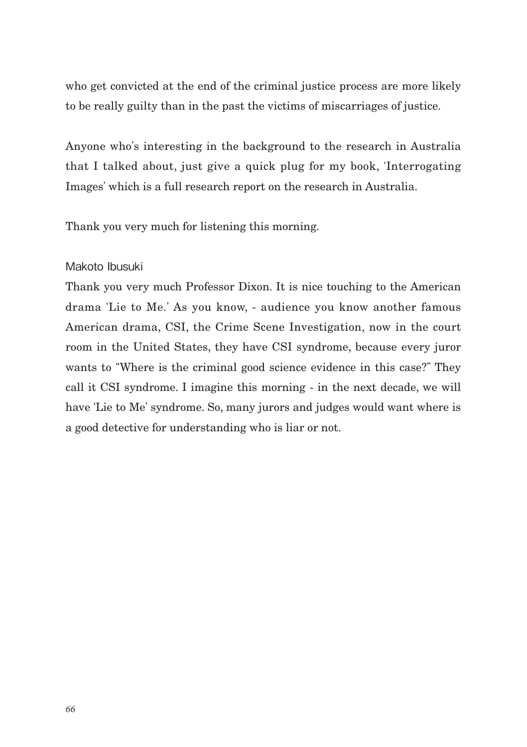who get convicted at the end of the criminal justice process are more likely to be really guilty than in the past the victims of miscarriages of justice.

Anyone who's interesting in the background to the research in Australia that I talked about, just give a quick plug for my book, 'Interrogating Images' which is a full research report on the research in Australia.

Thank you very much for listening this morning.

Makoto Ibusuki

Thank you very much Professor Dixon. It is nice touching to the American drama 'Lie to Me.' As you know, - audience you know another famous American drama, CSI, the Crime Scene Investigation, now in the court room in the United States, they have CSI syndrome, because every juror wants to "Where is the criminal good science evidence in this case?" They call it CSI syndrome. I imagine this morning - in the next decade, we will have 'Lie to Me' syndrome. So, many jurors and judges would want where is a good detective for understanding who is liar or not.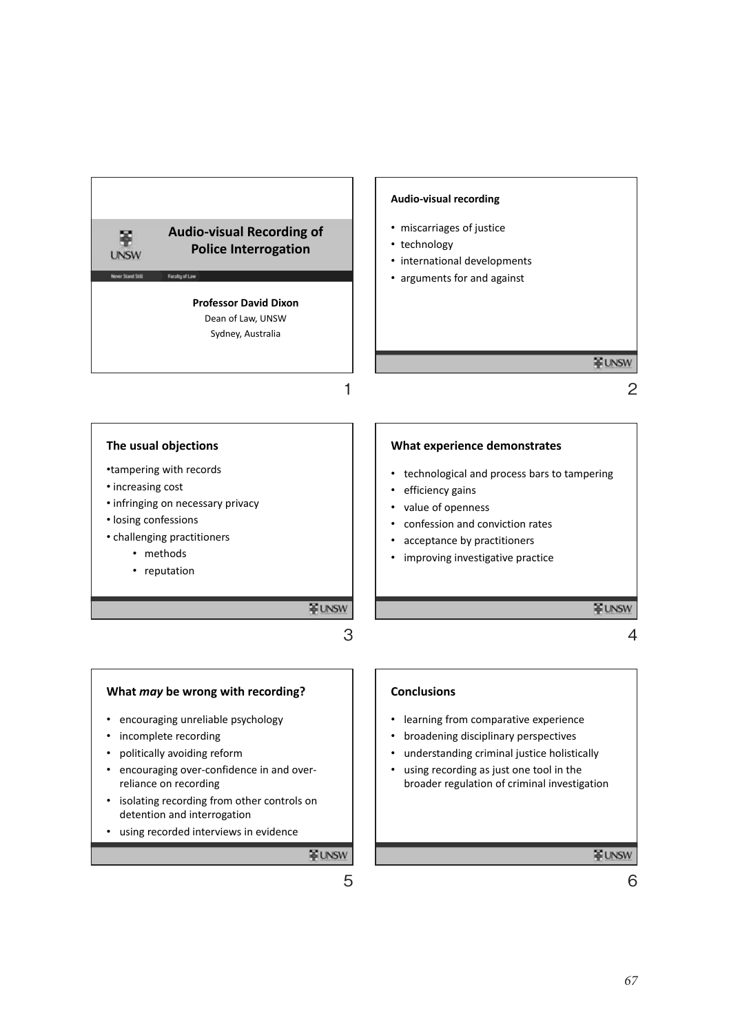## Audio-visual Recording of Police Interrogation

**Professor David Dixon**
Dean of Law, UNSW
Sydney, Australia

### Audio-visual recording

- miscarriages of justice
- technology
- international developments
- arguments for and against

### The usual objections

- tampering with records
- increasing cost
- infringing on necessary privacy
- losing confessions
- challenging practitioners
  - methods
  - reputation

### What experience demonstrates

- technological and process bars to tampering
- efficiency gains
- value of openness
- confession and conviction rates
- acceptance by practitioners
- improving investigative practice

### What *may* be wrong with recording?

- encouraging unreliable psychology
- incomplete recording
- politically avoiding reform
- encouraging over-confidence in and over-reliance on recording
- isolating recording from other controls on detention and interrogation
- using recorded interviews in evidence

### Conclusions

- learning from comparative experience
- broadening disciplinary perspectives
- understanding criminal justice holistically
- using recording as just one tool in the broader regulation of criminal investigation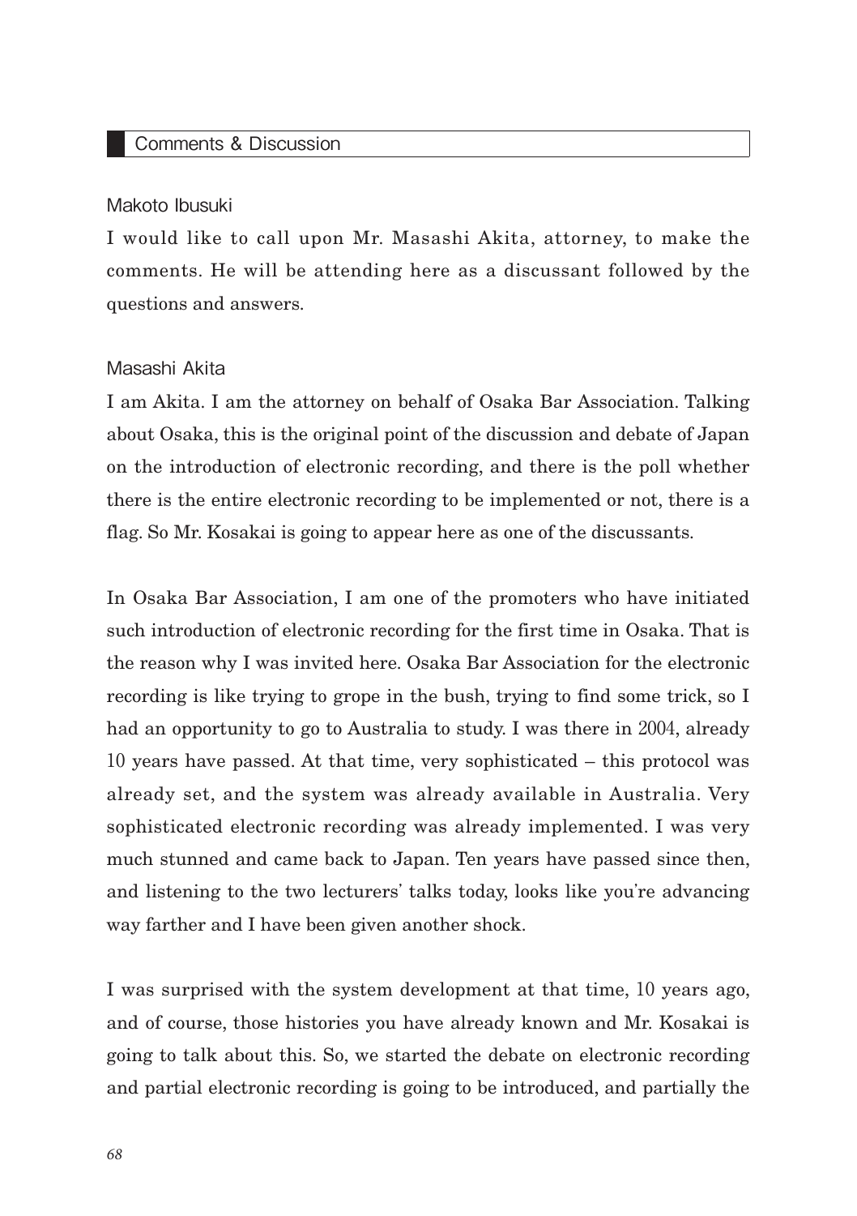## Comments & Discussion

Makoto Ibusuki

I would like to call upon Mr. Masashi Akita, attorney, to make the comments. He will be attending here as a discussant followed by the questions and answers.

Masashi Akita

I am Akita. I am the attorney on behalf of Osaka Bar Association. Talking about Osaka, this is the original point of the discussion and debate of Japan on the introduction of electronic recording, and there is the poll whether there is the entire electronic recording to be implemented or not, there is a flag. So Mr. Kosakai is going to appear here as one of the discussants.

In Osaka Bar Association, I am one of the promoters who have initiated such introduction of electronic recording for the first time in Osaka. That is the reason why I was invited here. Osaka Bar Association for the electronic recording is like trying to grope in the bush, trying to find some trick, so I had an opportunity to go to Australia to study. I was there in 2004, already 10 years have passed. At that time, very sophisticated – this protocol was already set, and the system was already available in Australia. Very sophisticated electronic recording was already implemented. I was very much stunned and came back to Japan. Ten years have passed since then, and listening to the two lecturers' talks today, looks like you're advancing way farther and I have been given another shock.

I was surprised with the system development at that time, 10 years ago, and of course, those histories you have already known and Mr. Kosakai is going to talk about this. So, we started the debate on electronic recording and partial electronic recording is going to be introduced, and partially the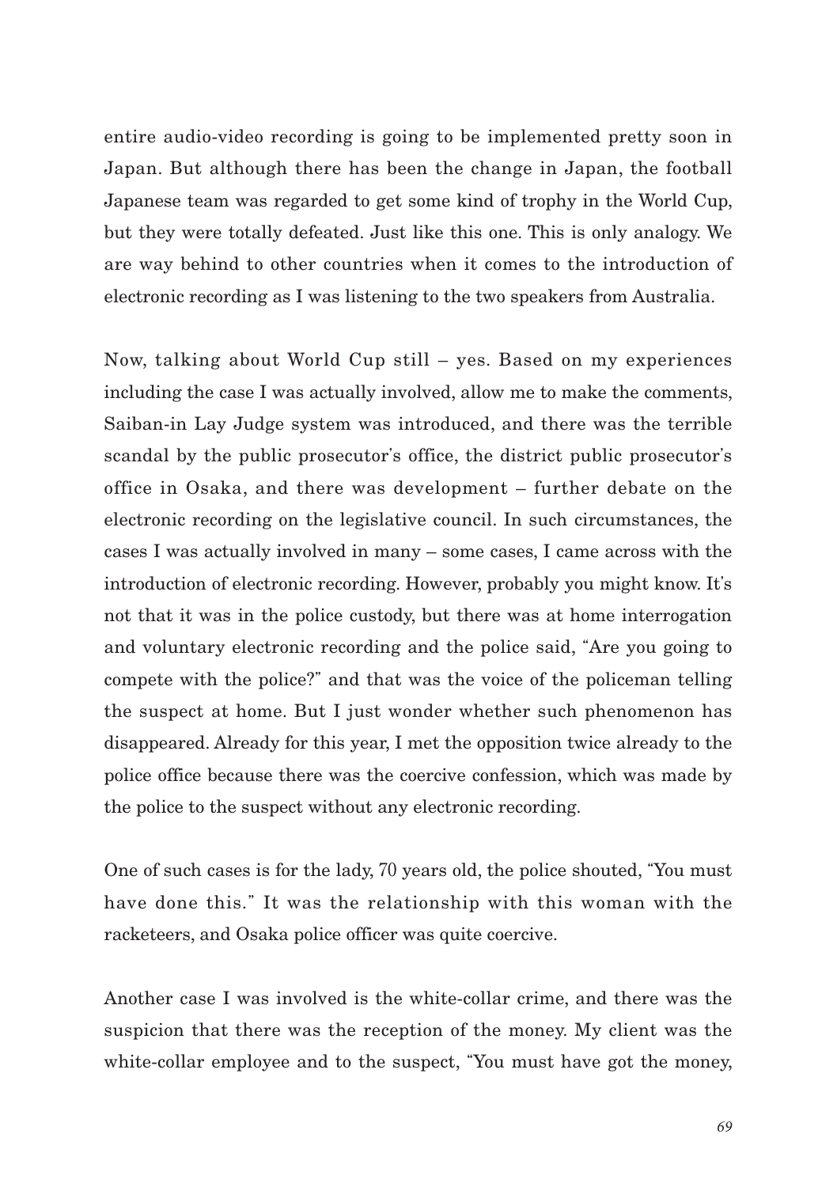entire audio-video recording is going to be implemented pretty soon in Japan. But although there has been the change in Japan, the football Japanese team was regarded to get some kind of trophy in the World Cup, but they were totally defeated. Just like this one. This is only analogy. We are way behind to other countries when it comes to the introduction of electronic recording as I was listening to the two speakers from Australia.

Now, talking about World Cup still – yes. Based on my experiences including the case I was actually involved, allow me to make the comments, Saiban-in Lay Judge system was introduced, and there was the terrible scandal by the public prosecutor's office, the district public prosecutor's office in Osaka, and there was development – further debate on the electronic recording on the legislative council. In such circumstances, the cases I was actually involved in many – some cases, I came across with the introduction of electronic recording. However, probably you might know. It's not that it was in the police custody, but there was at home interrogation and voluntary electronic recording and the police said, "Are you going to compete with the police?" and that was the voice of the policeman telling the suspect at home. But I just wonder whether such phenomenon has disappeared. Already for this year, I met the opposition twice already to the police office because there was the coercive confession, which was made by the police to the suspect without any electronic recording.

One of such cases is for the lady, 70 years old, the police shouted, "You must have done this." It was the relationship with this woman with the racketeers, and Osaka police officer was quite coercive.

Another case I was involved is the white-collar crime, and there was the suspicion that there was the reception of the money. My client was the white-collar employee and to the suspect, "You must have got the money,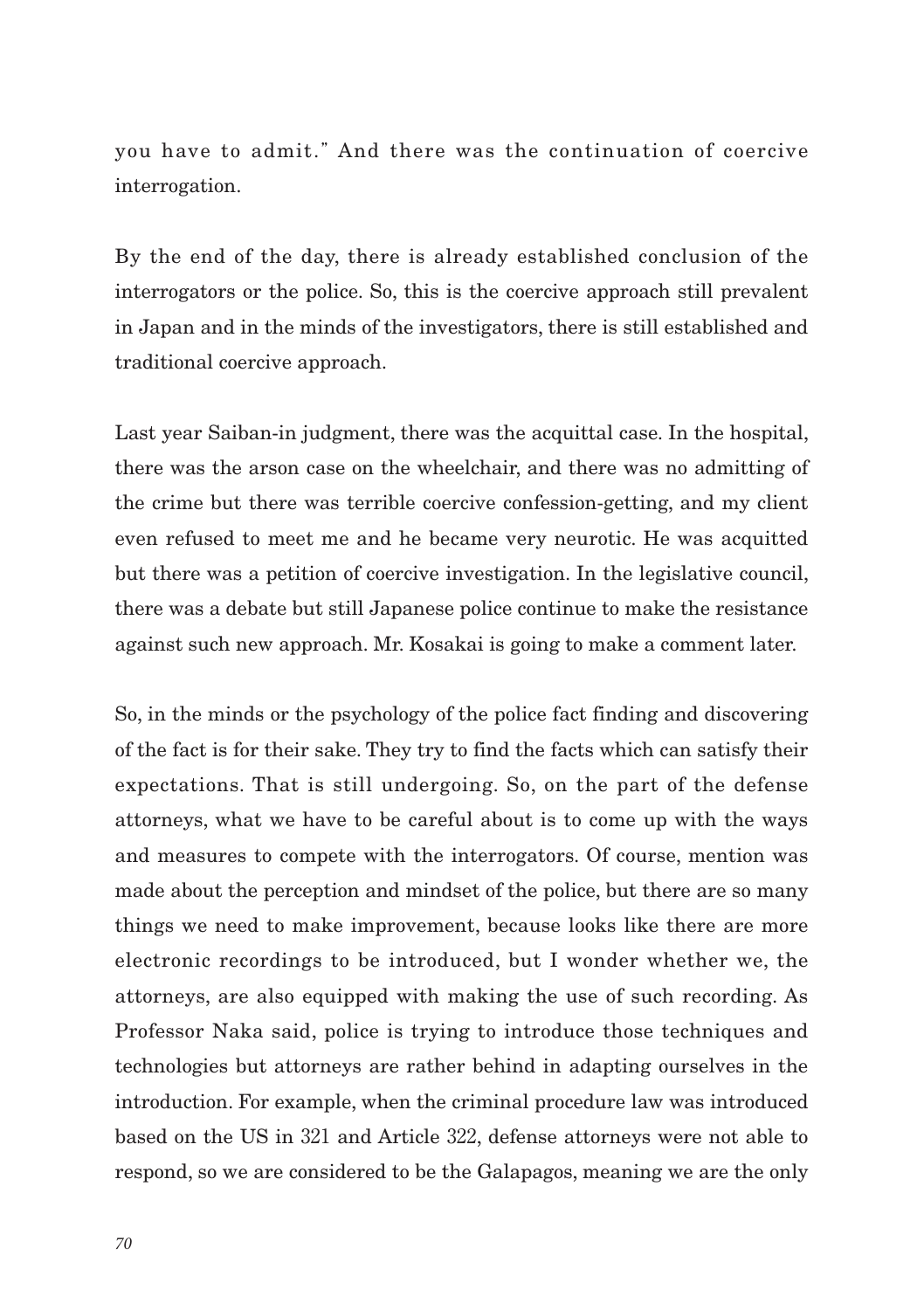you have to admit." And there was the continuation of coercive interrogation.

By the end of the day, there is already established conclusion of the interrogators or the police. So, this is the coercive approach still prevalent in Japan and in the minds of the investigators, there is still established and traditional coercive approach.

Last year Saiban-in judgment, there was the acquittal case. In the hospital, there was the arson case on the wheelchair, and there was no admitting of the crime but there was terrible coercive confession-getting, and my client even refused to meet me and he became very neurotic. He was acquitted but there was a petition of coercive investigation. In the legislative council, there was a debate but still Japanese police continue to make the resistance against such new approach. Mr. Kosakai is going to make a comment later.

So, in the minds or the psychology of the police fact finding and discovering of the fact is for their sake. They try to find the facts which can satisfy their expectations. That is still undergoing. So, on the part of the defense attorneys, what we have to be careful about is to come up with the ways and measures to compete with the interrogators. Of course, mention was made about the perception and mindset of the police, but there are so many things we need to make improvement, because looks like there are more electronic recordings to be introduced, but I wonder whether we, the attorneys, are also equipped with making the use of such recording. As Professor Naka said, police is trying to introduce those techniques and technologies but attorneys are rather behind in adapting ourselves in the introduction. For example, when the criminal procedure law was introduced based on the US in 321 and Article 322, defense attorneys were not able to respond, so we are considered to be the Galapagos, meaning we are the only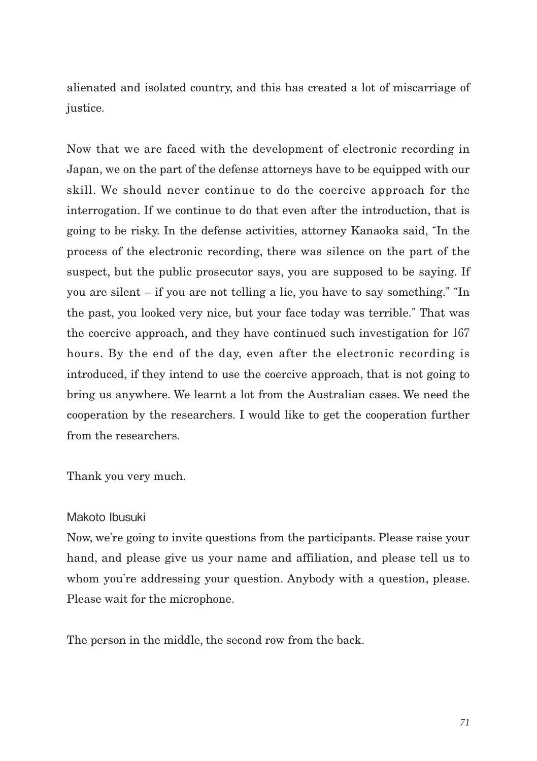alienated and isolated country, and this has created a lot of miscarriage of justice.

Now that we are faced with the development of electronic recording in Japan, we on the part of the defense attorneys have to be equipped with our skill. We should never continue to do the coercive approach for the interrogation. If we continue to do that even after the introduction, that is going to be risky. In the defense activities, attorney Kanaoka said, "In the process of the electronic recording, there was silence on the part of the suspect, but the public prosecutor says, you are supposed to be saying. If you are silent – if you are not telling a lie, you have to say something." "In the past, you looked very nice, but your face today was terrible." That was the coercive approach, and they have continued such investigation for 167 hours. By the end of the day, even after the electronic recording is introduced, if they intend to use the coercive approach, that is not going to bring us anywhere. We learnt a lot from the Australian cases. We need the cooperation by the researchers. I would like to get the cooperation further from the researchers.

Thank you very much.

Makoto Ibusuki

Now, we're going to invite questions from the participants. Please raise your hand, and please give us your name and affiliation, and please tell us to whom you're addressing your question. Anybody with a question, please. Please wait for the microphone.

The person in the middle, the second row from the back.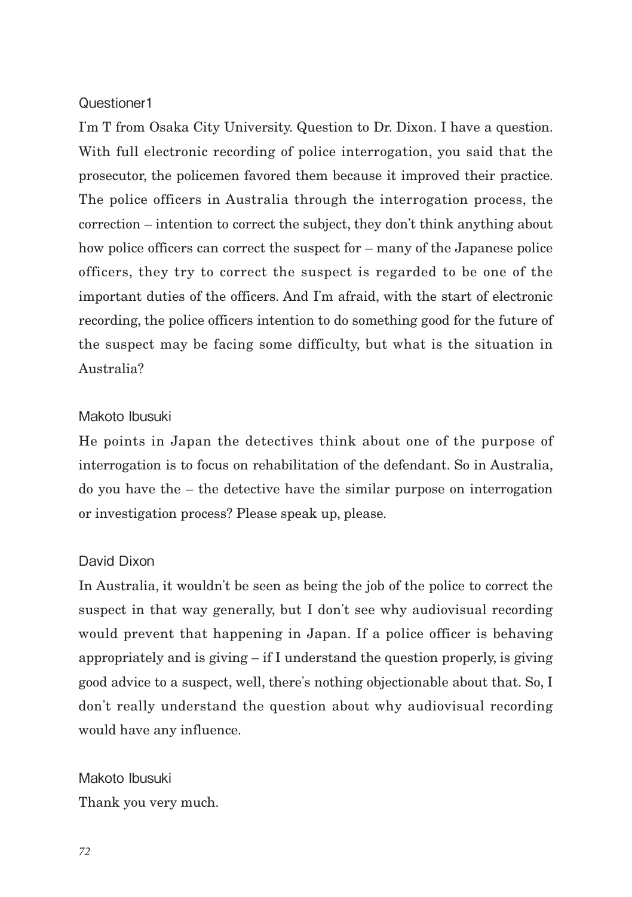Questioner1

I'm T from Osaka City University. Question to Dr. Dixon. I have a question. With full electronic recording of police interrogation, you said that the prosecutor, the policemen favored them because it improved their practice. The police officers in Australia through the interrogation process, the correction – intention to correct the subject, they don't think anything about how police officers can correct the suspect for – many of the Japanese police officers, they try to correct the suspect is regarded to be one of the important duties of the officers. And I'm afraid, with the start of electronic recording, the police officers intention to do something good for the future of the suspect may be facing some difficulty, but what is the situation in Australia?

Makoto Ibusuki

He points in Japan the detectives think about one of the purpose of interrogation is to focus on rehabilitation of the defendant. So in Australia, do you have the – the detective have the similar purpose on interrogation or investigation process? Please speak up, please.

David Dixon

In Australia, it wouldn't be seen as being the job of the police to correct the suspect in that way generally, but I don't see why audiovisual recording would prevent that happening in Japan. If a police officer is behaving appropriately and is giving – if I understand the question properly, is giving good advice to a suspect, well, there's nothing objectionable about that. So, I don't really understand the question about why audiovisual recording would have any influence.

Makoto Ibusuki

Thank you very much.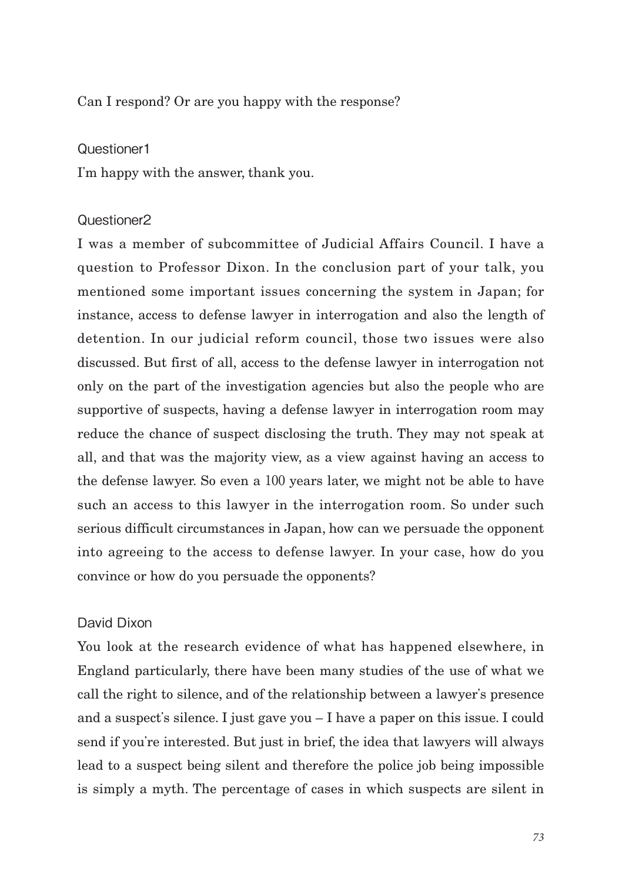Can I respond? Or are you happy with the response?

Questioner1

I'm happy with the answer, thank you.

Questioner2

I was a member of subcommittee of Judicial Affairs Council. I have a question to Professor Dixon. In the conclusion part of your talk, you mentioned some important issues concerning the system in Japan; for instance, access to defense lawyer in interrogation and also the length of detention. In our judicial reform council, those two issues were also discussed. But first of all, access to the defense lawyer in interrogation not only on the part of the investigation agencies but also the people who are supportive of suspects, having a defense lawyer in interrogation room may reduce the chance of suspect disclosing the truth. They may not speak at all, and that was the majority view, as a view against having an access to the defense lawyer. So even a 100 years later, we might not be able to have such an access to this lawyer in the interrogation room. So under such serious difficult circumstances in Japan, how can we persuade the opponent into agreeing to the access to defense lawyer. In your case, how do you convince or how do you persuade the opponents?

David Dixon

You look at the research evidence of what has happened elsewhere, in England particularly, there have been many studies of the use of what we call the right to silence, and of the relationship between a lawyer's presence and a suspect's silence. I just gave you – I have a paper on this issue. I could send if you're interested. But just in brief, the idea that lawyers will always lead to a suspect being silent and therefore the police job being impossible is simply a myth. The percentage of cases in which suspects are silent in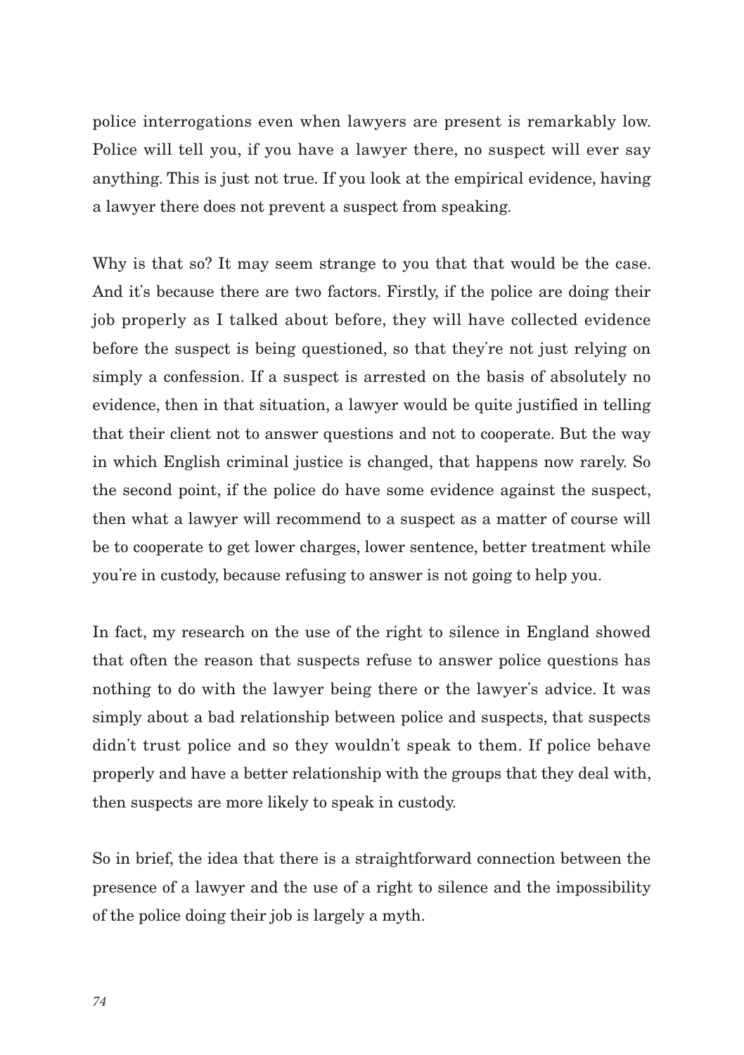police interrogations even when lawyers are present is remarkably low. Police will tell you, if you have a lawyer there, no suspect will ever say anything. This is just not true. If you look at the empirical evidence, having a lawyer there does not prevent a suspect from speaking.

Why is that so? It may seem strange to you that that would be the case. And it's because there are two factors. Firstly, if the police are doing their job properly as I talked about before, they will have collected evidence before the suspect is being questioned, so that they're not just relying on simply a confession. If a suspect is arrested on the basis of absolutely no evidence, then in that situation, a lawyer would be quite justified in telling that their client not to answer questions and not to cooperate. But the way in which English criminal justice is changed, that happens now rarely. So the second point, if the police do have some evidence against the suspect, then what a lawyer will recommend to a suspect as a matter of course will be to cooperate to get lower charges, lower sentence, better treatment while you're in custody, because refusing to answer is not going to help you.

In fact, my research on the use of the right to silence in England showed that often the reason that suspects refuse to answer police questions has nothing to do with the lawyer being there or the lawyer's advice. It was simply about a bad relationship between police and suspects, that suspects didn't trust police and so they wouldn't speak to them. If police behave properly and have a better relationship with the groups that they deal with, then suspects are more likely to speak in custody.

So in brief, the idea that there is a straightforward connection between the presence of a lawyer and the use of a right to silence and the impossibility of the police doing their job is largely a myth.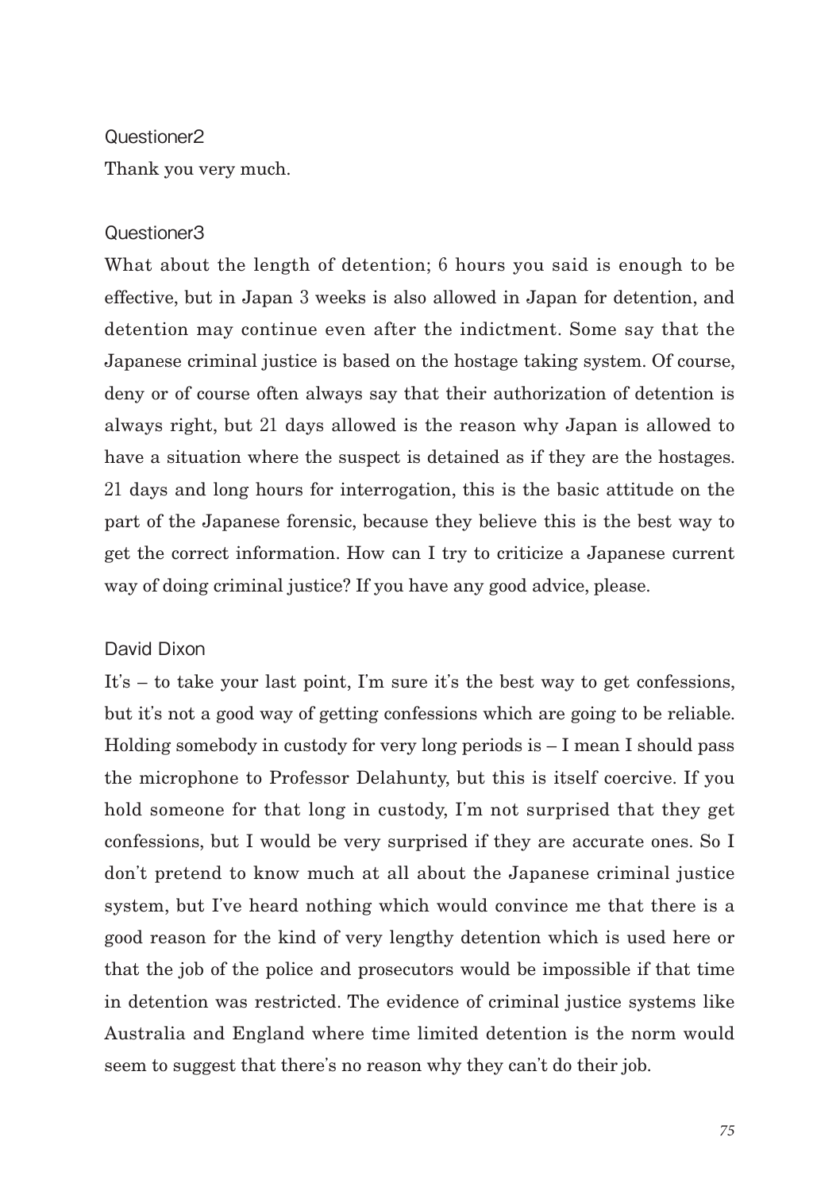Questioner2

Thank you very much.

Questioner3

What about the length of detention; 6 hours you said is enough to be effective, but in Japan 3 weeks is also allowed in Japan for detention, and detention may continue even after the indictment. Some say that the Japanese criminal justice is based on the hostage taking system. Of course, deny or of course often always say that their authorization of detention is always right, but 21 days allowed is the reason why Japan is allowed to have a situation where the suspect is detained as if they are the hostages. 21 days and long hours for interrogation, this is the basic attitude on the part of the Japanese forensic, because they believe this is the best way to get the correct information. How can I try to criticize a Japanese current way of doing criminal justice? If you have any good advice, please.

David Dixon

It's – to take your last point, I'm sure it's the best way to get confessions, but it's not a good way of getting confessions which are going to be reliable. Holding somebody in custody for very long periods is – I mean I should pass the microphone to Professor Delahunty, but this is itself coercive. If you hold someone for that long in custody, I'm not surprised that they get confessions, but I would be very surprised if they are accurate ones. So I don't pretend to know much at all about the Japanese criminal justice system, but I've heard nothing which would convince me that there is a good reason for the kind of very lengthy detention which is used here or that the job of the police and prosecutors would be impossible if that time in detention was restricted. The evidence of criminal justice systems like Australia and England where time limited detention is the norm would seem to suggest that there's no reason why they can't do their job.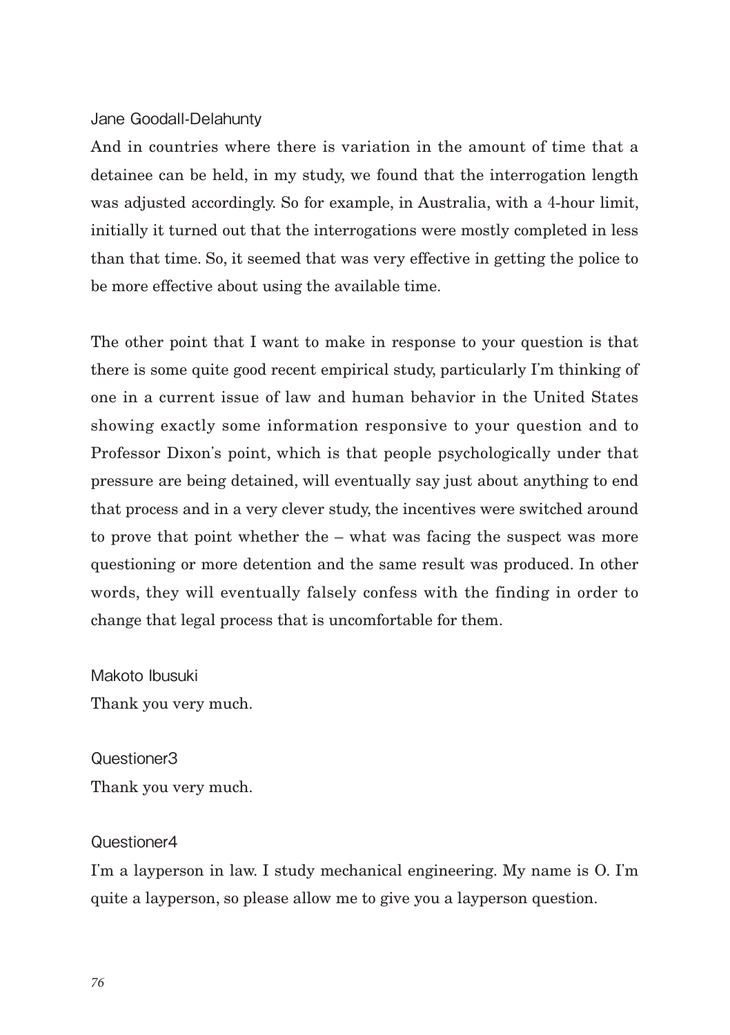Jane Goodall-Delahunty

And in countries where there is variation in the amount of time that a detainee can be held, in my study, we found that the interrogation length was adjusted accordingly. So for example, in Australia, with a 4-hour limit, initially it turned out that the interrogations were mostly completed in less than that time. So, it seemed that was very effective in getting the police to be more effective about using the available time.

The other point that I want to make in response to your question is that there is some quite good recent empirical study, particularly I'm thinking of one in a current issue of law and human behavior in the United States showing exactly some information responsive to your question and to Professor Dixon's point, which is that people psychologically under that pressure are being detained, will eventually say just about anything to end that process and in a very clever study, the incentives were switched around to prove that point whether the – what was facing the suspect was more questioning or more detention and the same result was produced. In other words, they will eventually falsely confess with the finding in order to change that legal process that is uncomfortable for them.

Makoto Ibusuki

Thank you very much.

Questioner3

Thank you very much.

Questioner4

I'm a layperson in law. I study mechanical engineering. My name is O. I'm quite a layperson, so please allow me to give you a layperson question.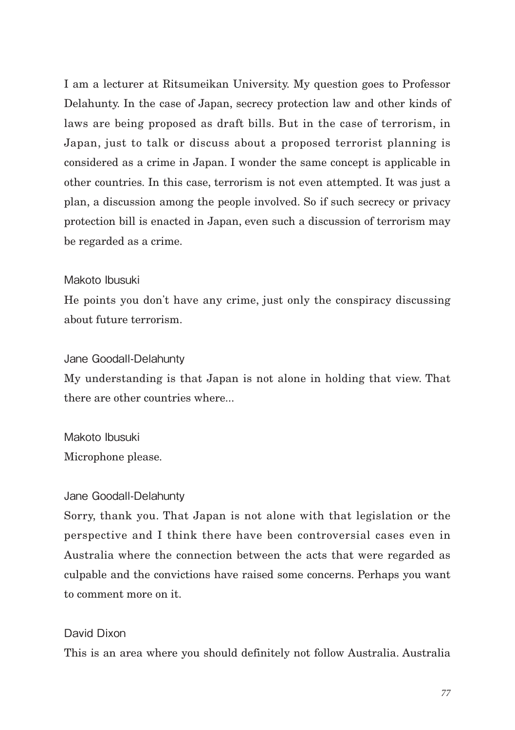I am a lecturer at Ritsumeikan University. My question goes to Professor Delahunty. In the case of Japan, secrecy protection law and other kinds of laws are being proposed as draft bills. But in the case of terrorism, in Japan, just to talk or discuss about a proposed terrorist planning is considered as a crime in Japan. I wonder the same concept is applicable in other countries. In this case, terrorism is not even attempted. It was just a plan, a discussion among the people involved. So if such secrecy or privacy protection bill is enacted in Japan, even such a discussion of terrorism may be regarded as a crime.

Makoto Ibusuki

He points you don't have any crime, just only the conspiracy discussing about future terrorism.

Jane Goodall-Delahunty

My understanding is that Japan is not alone in holding that view. That there are other countries where...

Makoto Ibusuki

Microphone please.

Jane Goodall-Delahunty

Sorry, thank you. That Japan is not alone with that legislation or the perspective and I think there have been controversial cases even in Australia where the connection between the acts that were regarded as culpable and the convictions have raised some concerns. Perhaps you want to comment more on it.

David Dixon

This is an area where you should definitely not follow Australia. Australia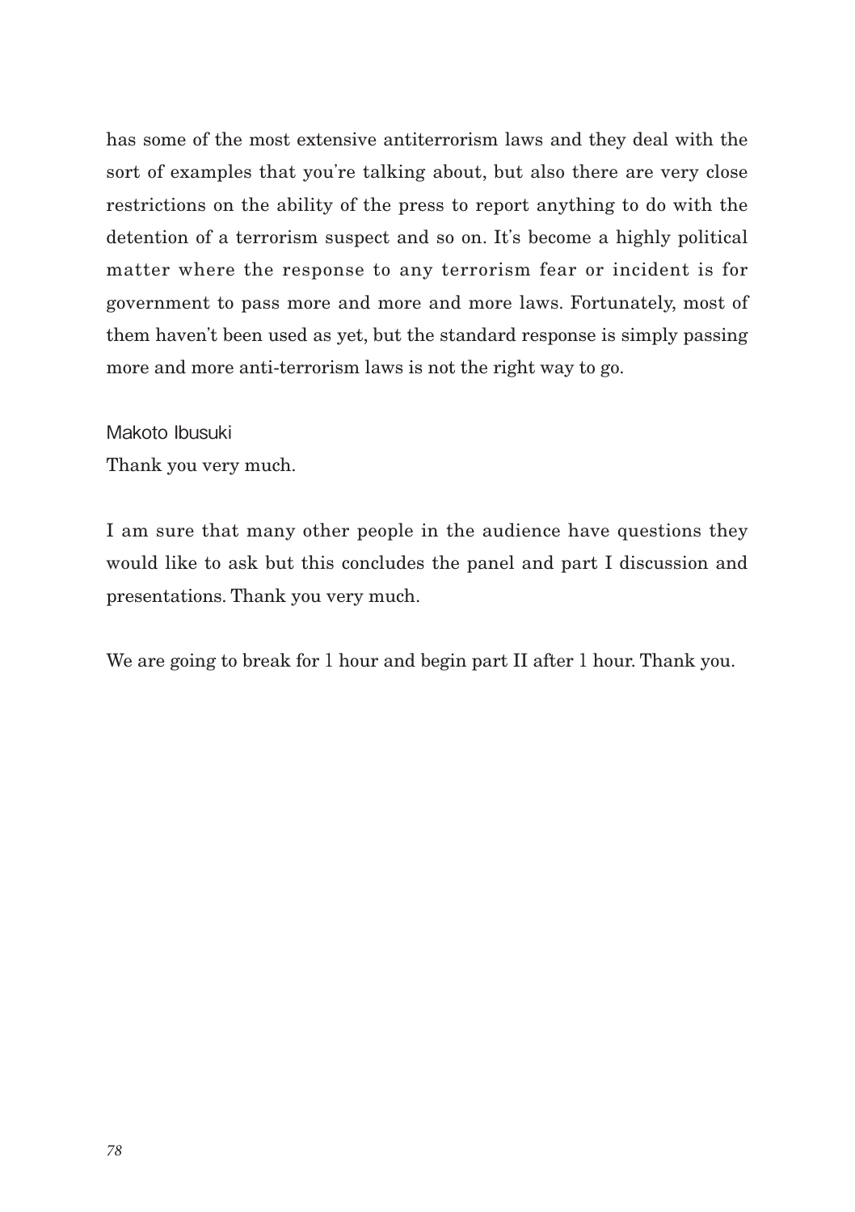has some of the most extensive antiterrorism laws and they deal with the sort of examples that you're talking about, but also there are very close restrictions on the ability of the press to report anything to do with the detention of a terrorism suspect and so on. It's become a highly political matter where the response to any terrorism fear or incident is for government to pass more and more and more laws. Fortunately, most of them haven't been used as yet, but the standard response is simply passing more and more anti-terrorism laws is not the right way to go.

Makoto Ibusuki

Thank you very much.

I am sure that many other people in the audience have questions they would like to ask but this concludes the panel and part I discussion and presentations. Thank you very much.

We are going to break for 1 hour and begin part II after 1 hour. Thank you.